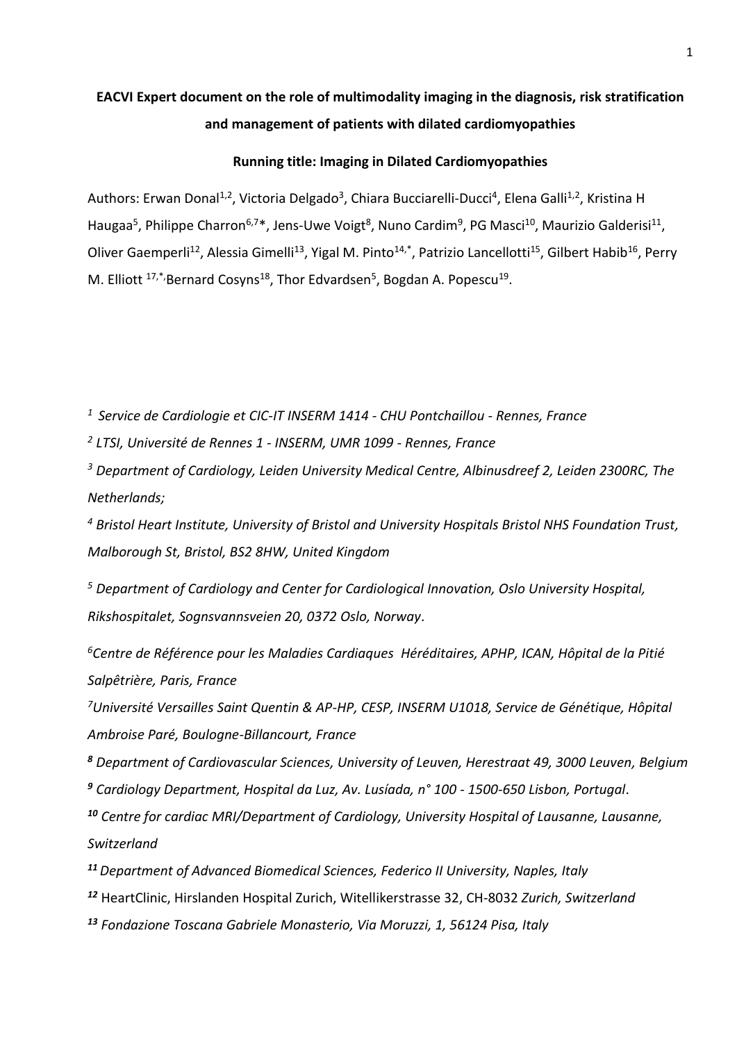**EACVI Expert document on the role of multimodality imaging in the diagnosis, risk stratification and management of patients with dilated cardiomyopathies**

**Running title: Imaging in Dilated Cardiomyopathies**

Authors: Erwan Donal[1,2], Victoria Delgado[3], Chiara Bucciarelli-Ducci[4], Elena Galli[1,2], Kristina H Haugaa[5], Philippe Charron[6,7]*, Jens-Uwe Voigt[8], Nuno Cardim[9], PG Masci[10], Maurizio Galderisi[11], Oliver Gaemperli[12], Alessia Gimelli[13], Yigal M. Pinto[14,*], Patrizio Lancellotti[15], Gilbert Habib[16], Perry M. Elliott [17,*], Bernard Cosyns[18], Thor Edvardsen[5], Bogdan A. Popescu[19].

[1] *Service de Cardiologie et CIC-IT INSERM 1414 - CHU Pontchaillou - Rennes, France*

[2] *LTSI, Université de Rennes 1 - INSERM, UMR 1099 - Rennes, France*

[3] *Department of Cardiology, Leiden University Medical Centre, Albinusdreef 2, Leiden 2300RC, The Netherlands;*

[4] *Bristol Heart Institute, University of Bristol and University Hospitals Bristol NHS Foundation Trust, Malborough St, Bristol, BS2 8HW, United Kingdom*

[5] *Department of Cardiology and Center for Cardiological Innovation, Oslo University Hospital, Rikshospitalet, Sognsvannsveien 20, 0372 Oslo, Norway*.

[6] *Centre de Référence pour les Maladies Cardiaques Héréditaires, APHP, ICAN, Hôpital de la Pitié Salpêtrière, Paris, France*

[7] *Université Versailles Saint Quentin & AP-HP, CESP, INSERM U1018, Service de Génétique, Hôpital Ambroise Paré, Boulogne-Billancourt, France*

[8] *Department of Cardiovascular Sciences, University of Leuven, Herestraat 49, 3000 Leuven, Belgium*

[9] *Cardiology Department, Hospital da Luz, Av. Lusíada, n° 100 - 1500-650 Lisbon, Portugal*.

[10] *Centre for cardiac MRI/Department of Cardiology, University Hospital of Lausanne, Lausanne, Switzerland*

[11] *Department of Advanced Biomedical Sciences, Federico II University, Naples, Italy*

[12] HeartClinic, Hirslanden Hospital Zurich, Witellikerstrasse 32, CH-8032 *Zurich, Switzerland*

[13] *Fondazione Toscana Gabriele Monasterio, Via Moruzzi, 1, 56124 Pisa, Italy*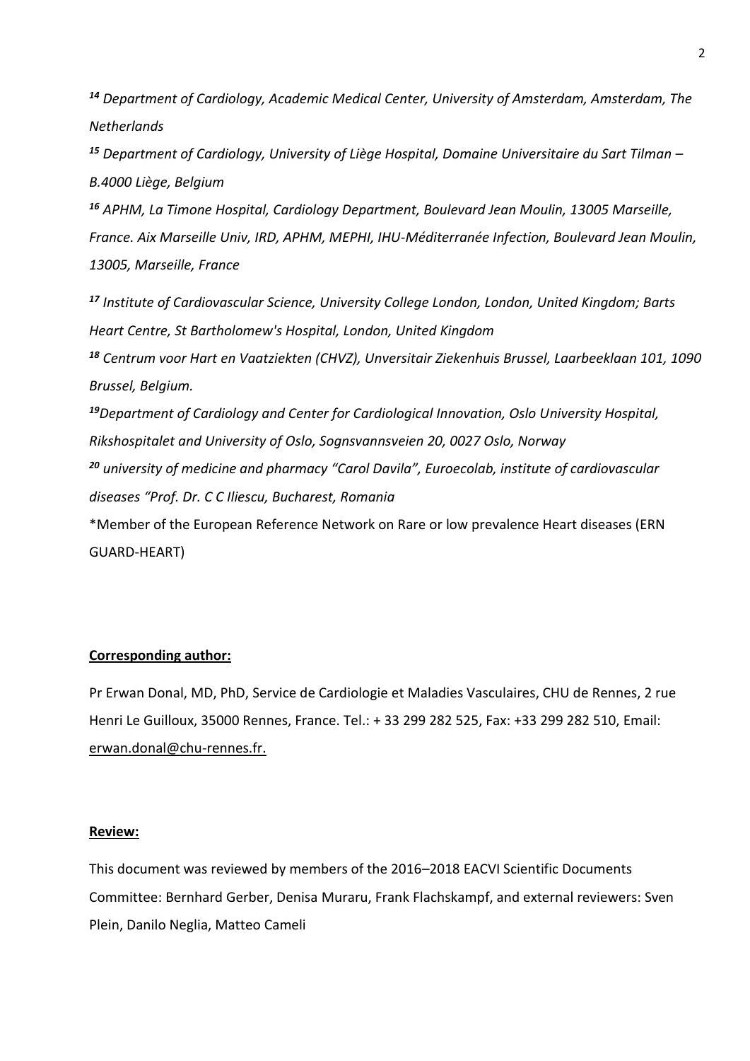[14] *Department of Cardiology, Academic Medical Center, University of Amsterdam, Amsterdam, The Netherlands*

[15] *Department of Cardiology, University of Liège Hospital, Domaine Universitaire du Sart Tilman – B.4000 Liège, Belgium*

[16] *APHM, La Timone Hospital, Cardiology Department, Boulevard Jean Moulin, 13005 Marseille, France. Aix Marseille Univ, IRD, APHM, MEPHI, IHU-Méditerranée Infection, Boulevard Jean Moulin, 13005, Marseille, France*

[17] *Institute of Cardiovascular Science, University College London, London, United Kingdom; Barts Heart Centre, St Bartholomew's Hospital, London, United Kingdom*

[18] *Centrum voor Hart en Vaatziekten (CHVZ), Unversitair Ziekenhuis Brussel, Laarbeeklaan 101, 1090 Brussel, Belgium.*

[19] *Department of Cardiology and Center for Cardiological Innovation, Oslo University Hospital, Rikshospitalet and University of Oslo, Sognsvannsveien 20, 0027 Oslo, Norway*

[20] *university of medicine and pharmacy "Carol Davila", Euroecolab, institute of cardiovascular diseases "Prof. Dr. C C Iliescu, Bucharest, Romania*

*Member of the European Reference Network on Rare or low prevalence Heart diseases (ERN GUARD-HEART)

**Corresponding author:**

Pr Erwan Donal, MD, PhD, Service de Cardiologie et Maladies Vasculaires, CHU de Rennes, 2 rue Henri Le Guilloux, 35000 Rennes, France. Tel.: + 33 299 282 525, Fax: +33 299 282 510, Email: erwan.donal@chu-rennes.fr.

**Review:**

This document was reviewed by members of the 2016–2018 EACVI Scientific Documents Committee: Bernhard Gerber, Denisa Muraru, Frank Flachskampf, and external reviewers: Sven Plein, Danilo Neglia, Matteo Cameli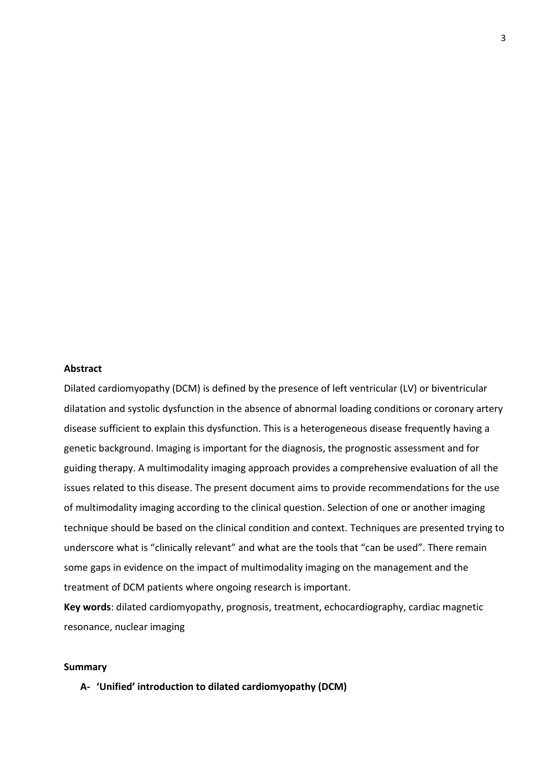**Abstract**

Dilated cardiomyopathy (DCM) is defined by the presence of left ventricular (LV) or biventricular dilatation and systolic dysfunction in the absence of abnormal loading conditions or coronary artery disease sufficient to explain this dysfunction. This is a heterogeneous disease frequently having a genetic background. Imaging is important for the diagnosis, the prognostic assessment and for guiding therapy. A multimodality imaging approach provides a comprehensive evaluation of all the issues related to this disease. The present document aims to provide recommendations for the use of multimodality imaging according to the clinical question. Selection of one or another imaging technique should be based on the clinical condition and context. Techniques are presented trying to underscore what is "clinically relevant" and what are the tools that "can be used". There remain some gaps in evidence on the impact of multimodality imaging on the management and the treatment of DCM patients where ongoing research is important.

**Key words**: dilated cardiomyopathy, prognosis, treatment, echocardiography, cardiac magnetic resonance, nuclear imaging

**Summary**

**A- 'Unified' introduction to dilated cardiomyopathy (DCM)**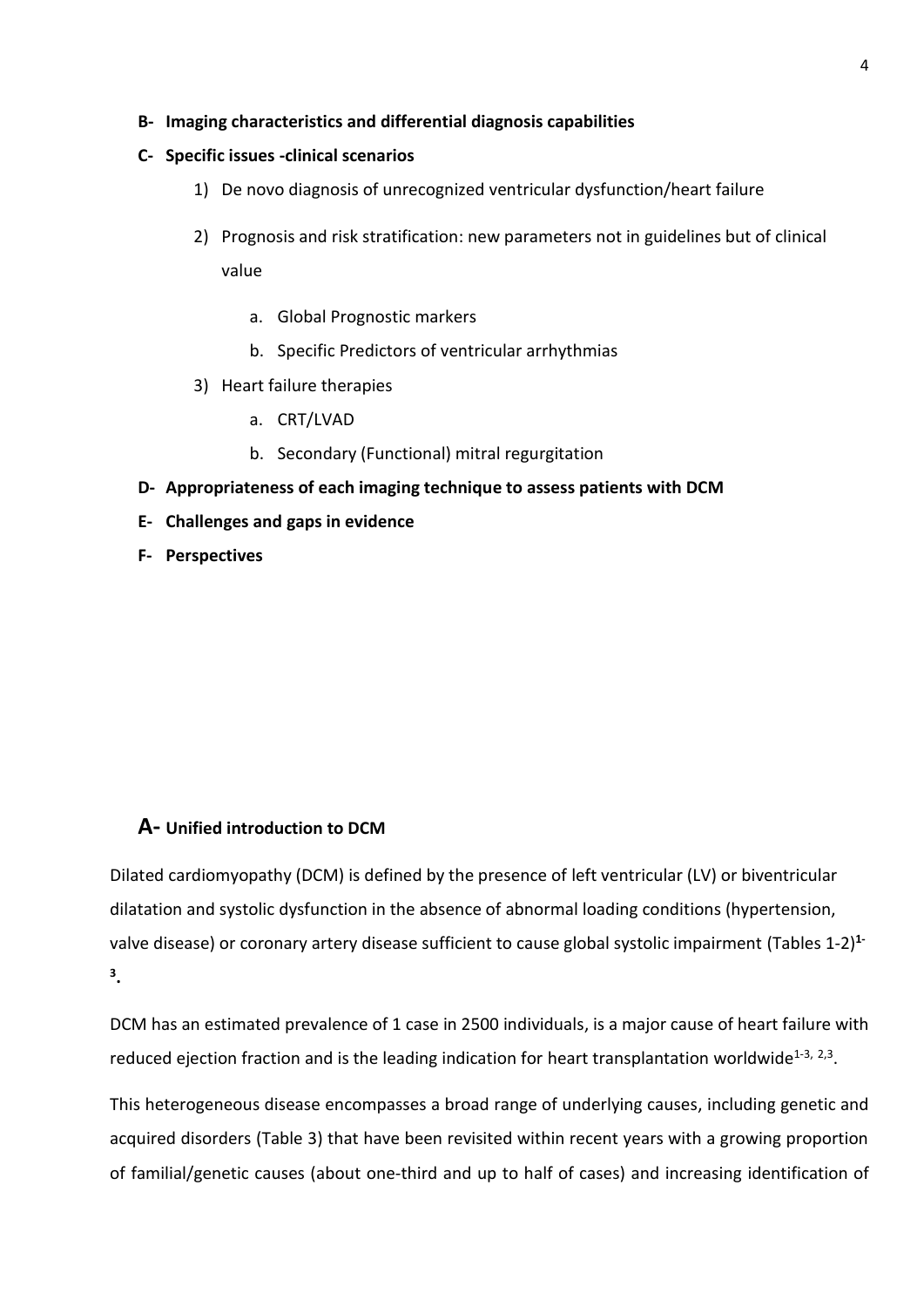- **B- Imaging characteristics and differential diagnosis capabilities**
- **C- Specific issues -clinical scenarios**
    1) De novo diagnosis of unrecognized ventricular dysfunction/heart failure
    2) Prognosis and risk stratification: new parameters not in guidelines but of clinical value
        a. Global Prognostic markers
        b. Specific Predictors of ventricular arrhythmias
    3) Heart failure therapies
        a. CRT/LVAD
        b. Secondary (Functional) mitral regurgitation
- **D- Appropriateness of each imaging technique to assess patients with DCM**
- **E- Challenges and gaps in evidence**
- **F- Perspectives**

## A- Unified introduction to DCM

Dilated cardiomyopathy (DCM) is defined by the presence of left ventricular (LV) or biventricular dilatation and systolic dysfunction in the absence of abnormal loading conditions (hypertension, valve disease) or coronary artery disease sufficient to cause global systolic impairment (Tables 1-2)[1-3].

DCM has an estimated prevalence of 1 case in 2500 individuals, is a major cause of heart failure with reduced ejection fraction and is the leading indication for heart transplantation worldwide[1-3, 2,3].

This heterogeneous disease encompasses a broad range of underlying causes, including genetic and acquired disorders (Table 3) that have been revisited within recent years with a growing proportion of familial/genetic causes (about one-third and up to half of cases) and increasing identification of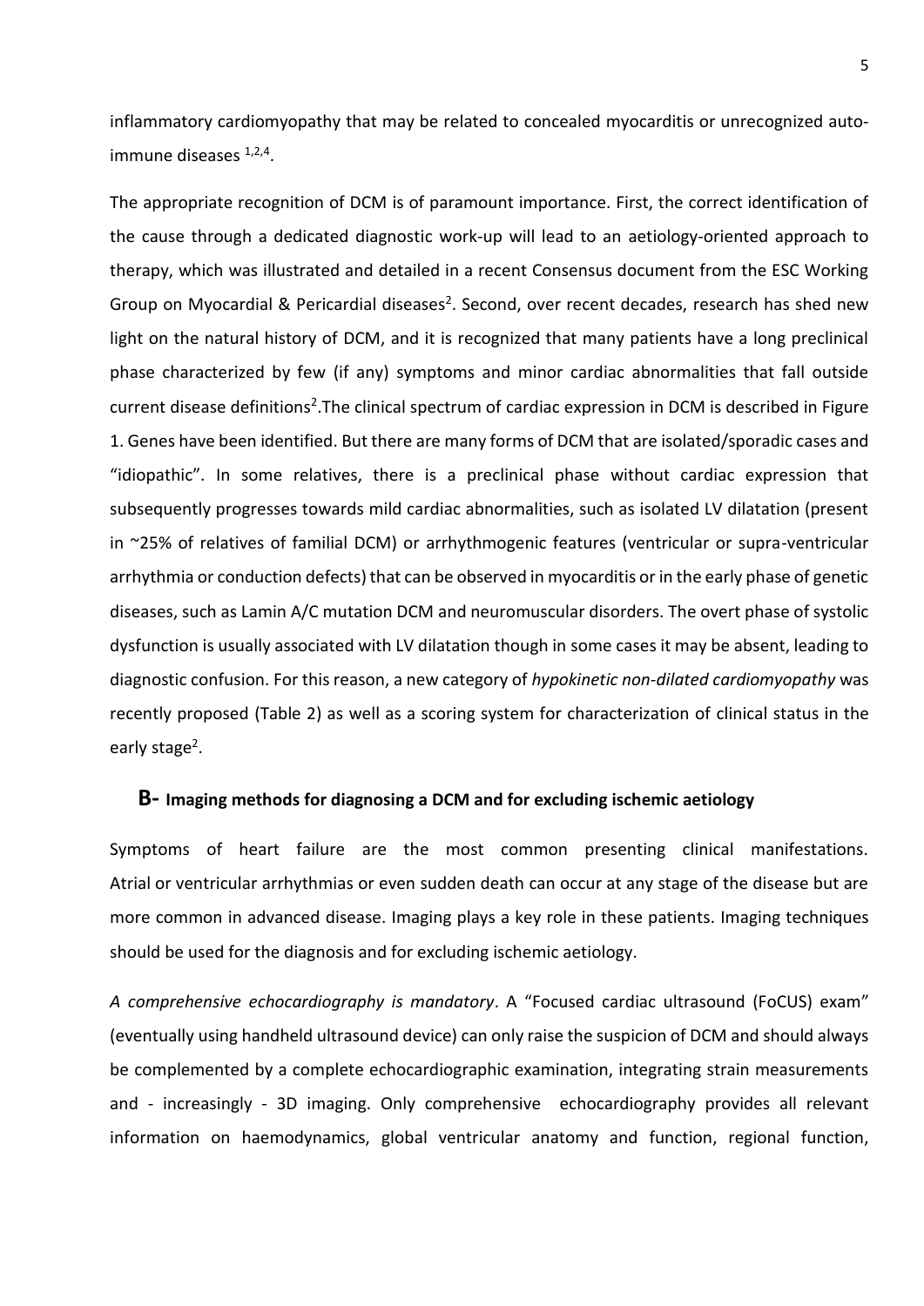inflammatory cardiomyopathy that may be related to concealed myocarditis or unrecognized auto-immune diseases [1,2,4].

The appropriate recognition of DCM is of paramount importance. First, the correct identification of the cause through a dedicated diagnostic work-up will lead to an aetiology-oriented approach to therapy, which was illustrated and detailed in a recent Consensus document from the ESC Working Group on Myocardial & Pericardial diseases[2]. Second, over recent decades, research has shed new light on the natural history of DCM, and it is recognized that many patients have a long preclinical phase characterized by few (if any) symptoms and minor cardiac abnormalities that fall outside current disease definitions[2].The clinical spectrum of cardiac expression in DCM is described in Figure 1. Genes have been identified. But there are many forms of DCM that are isolated/sporadic cases and "idiopathic". In some relatives, there is a preclinical phase without cardiac expression that subsequently progresses towards mild cardiac abnormalities, such as isolated LV dilatation (present in ~25% of relatives of familial DCM) or arrhythmogenic features (ventricular or supra-ventricular arrhythmia or conduction defects) that can be observed in myocarditis or in the early phase of genetic diseases, such as Lamin A/C mutation DCM and neuromuscular disorders. The overt phase of systolic dysfunction is usually associated with LV dilatation though in some cases it may be absent, leading to diagnostic confusion. For this reason, a new category of *hypokinetic non-dilated cardiomyopathy* was recently proposed (Table 2) as well as a scoring system for characterization of clinical status in the early stage[2].

## B- Imaging methods for diagnosing a DCM and for excluding ischemic aetiology

Symptoms of heart failure are the most common presenting clinical manifestations. Atrial or ventricular arrhythmias or even sudden death can occur at any stage of the disease but are more common in advanced disease. Imaging plays a key role in these patients. Imaging techniques should be used for the diagnosis and for excluding ischemic aetiology.

*A comprehensive echocardiography is mandatory*. A "Focused cardiac ultrasound (FoCUS) exam" (eventually using handheld ultrasound device) can only raise the suspicion of DCM and should always be complemented by a complete echocardiographic examination, integrating strain measurements and - increasingly - 3D imaging. Only comprehensive echocardiography provides all relevant information on haemodynamics, global ventricular anatomy and function, regional function,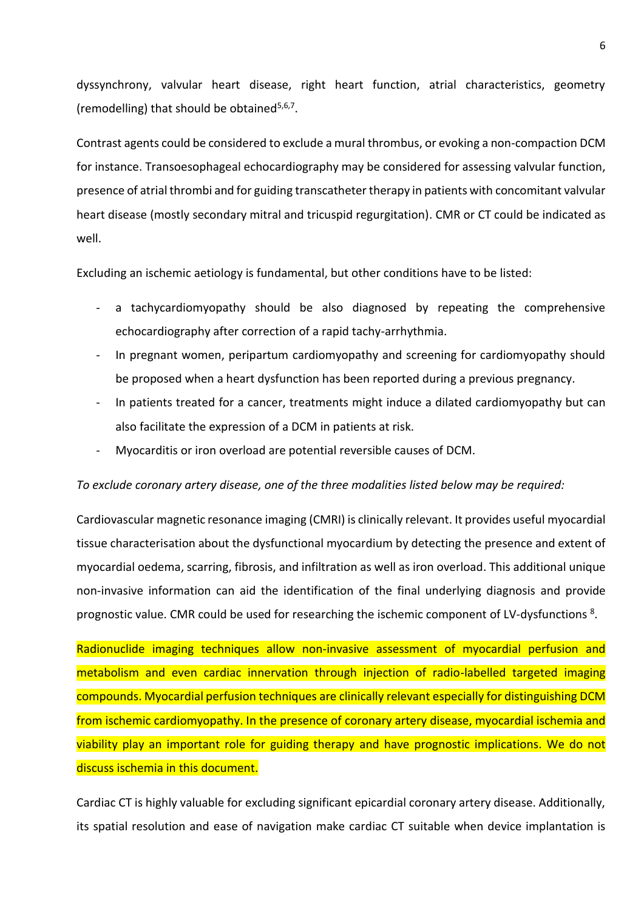dyssynchrony, valvular heart disease, right heart function, atrial characteristics, geometry (remodelling) that should be obtained[5,6,7].

Contrast agents could be considered to exclude a mural thrombus, or evoking a non-compaction DCM for instance. Transoesophageal echocardiography may be considered for assessing valvular function, presence of atrial thrombi and for guiding transcatheter therapy in patients with concomitant valvular heart disease (mostly secondary mitral and tricuspid regurgitation). CMR or CT could be indicated as well.

Excluding an ischemic aetiology is fundamental, but other conditions have to be listed:

- a tachycardiomyopathy should be also diagnosed by repeating the comprehensive echocardiography after correction of a rapid tachy-arrhythmia.
- In pregnant women, peripartum cardiomyopathy and screening for cardiomyopathy should be proposed when a heart dysfunction has been reported during a previous pregnancy.
- In patients treated for a cancer, treatments might induce a dilated cardiomyopathy but can also facilitate the expression of a DCM in patients at risk.
- Myocarditis or iron overload are potential reversible causes of DCM.

*To exclude coronary artery disease, one of the three modalities listed below may be required:*

Cardiovascular magnetic resonance imaging (CMRI) is clinically relevant. It provides useful myocardial tissue characterisation about the dysfunctional myocardium by detecting the presence and extent of myocardial oedema, scarring, fibrosis, and infiltration as well as iron overload. This additional unique non-invasive information can aid the identification of the final underlying diagnosis and provide prognostic value. CMR could be used for researching the ischemic component of LV-dysfunctions [8].

Radionuclide imaging techniques allow non-invasive assessment of myocardial perfusion and metabolism and even cardiac innervation through injection of radio-labelled targeted imaging compounds. Myocardial perfusion techniques are clinically relevant especially for distinguishing DCM from ischemic cardiomyopathy. In the presence of coronary artery disease, myocardial ischemia and viability play an important role for guiding therapy and have prognostic implications. We do not discuss ischemia in this document.

Cardiac CT is highly valuable for excluding significant epicardial coronary artery disease. Additionally, its spatial resolution and ease of navigation make cardiac CT suitable when device implantation is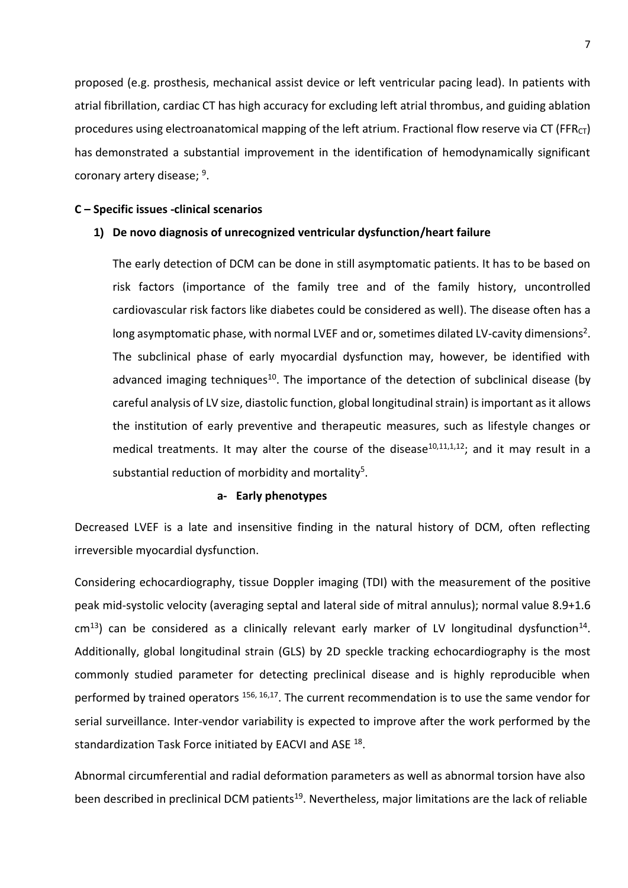proposed (e.g. prosthesis, mechanical assist device or left ventricular pacing lead). In patients with atrial fibrillation, cardiac CT has high accuracy for excluding left atrial thrombus, and guiding ablation procedures using electroanatomical mapping of the left atrium. Fractional flow reserve via CT ($FFR_{CT}$) has demonstrated a substantial improvement in the identification of hemodynamically significant coronary artery disease; [9].

### C – Specific issues -clinical scenarios

#### 1) De novo diagnosis of unrecognized ventricular dysfunction/heart failure

The early detection of DCM can be done in still asymptomatic patients. It has to be based on risk factors (importance of the family tree and of the family history, uncontrolled cardiovascular risk factors like diabetes could be considered as well). The disease often has a long asymptomatic phase, with normal LVEF and or, sometimes dilated LV-cavity dimensions[2]. The subclinical phase of early myocardial dysfunction may, however, be identified with advanced imaging techniques[10]. The importance of the detection of subclinical disease (by careful analysis of LV size, diastolic function, global longitudinal strain) is important as it allows the institution of early preventive and therapeutic measures, such as lifestyle changes or medical treatments. It may alter the course of the disease[10,11,1,12]; and it may result in a substantial reduction of morbidity and mortality[5].

##### a- Early phenotypes

Decreased LVEF is a late and insensitive finding in the natural history of DCM, often reflecting irreversible myocardial dysfunction.

Considering echocardiography, tissue Doppler imaging (TDI) with the measurement of the positive peak mid-systolic velocity (averaging septal and lateral side of mitral annulus); normal value 8.9+1.6 cm[13]) can be considered as a clinically relevant early marker of LV longitudinal dysfunction[14]. Additionally, global longitudinal strain (GLS) by 2D speckle tracking echocardiography is the most commonly studied parameter for detecting preclinical disease and is highly reproducible when performed by trained operators [156, 16,17]. The current recommendation is to use the same vendor for serial surveillance. Inter-vendor variability is expected to improve after the work performed by the standardization Task Force initiated by EACVI and ASE [18].

Abnormal circumferential and radial deformation parameters as well as abnormal torsion have also been described in preclinical DCM patients[19]. Nevertheless, major limitations are the lack of reliable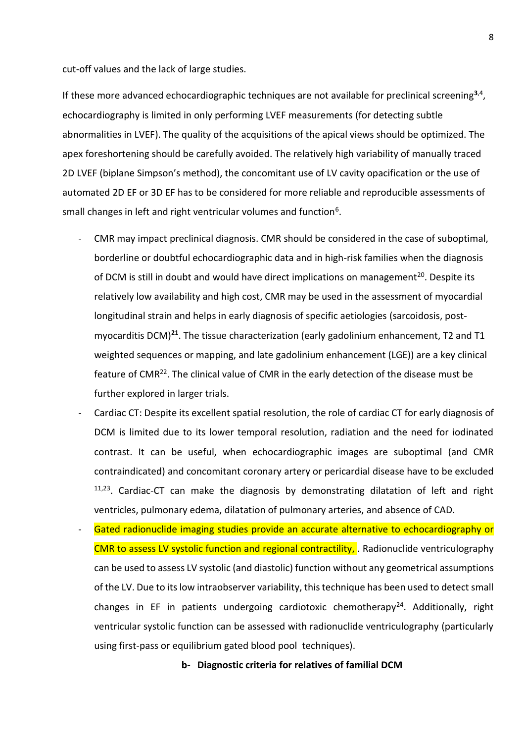cut-off values and the lack of large studies.

If these more advanced echocardiographic techniques are not available for preclinical screening[3,4], echocardiography is limited in only performing LVEF measurements (for detecting subtle abnormalities in LVEF). The quality of the acquisitions of the apical views should be optimized. The apex foreshortening should be carefully avoided. The relatively high variability of manually traced 2D LVEF (biplane Simpson's method), the concomitant use of LV cavity opacification or the use of automated 2D EF or 3D EF has to be considered for more reliable and reproducible assessments of small changes in left and right ventricular volumes and function[6].

- CMR may impact preclinical diagnosis. CMR should be considered in the case of suboptimal, borderline or doubtful echocardiographic data and in high-risk families when the diagnosis of DCM is still in doubt and would have direct implications on management[20]. Despite its relatively low availability and high cost, CMR may be used in the assessment of myocardial longitudinal strain and helps in early diagnosis of specific aetiologies (sarcoidosis, post-myocarditis DCM)[21]. The tissue characterization (early gadolinium enhancement, T2 and T1 weighted sequences or mapping, and late gadolinium enhancement (LGE)) are a key clinical feature of CMR[22]. The clinical value of CMR in the early detection of the disease must be further explored in larger trials.
- Cardiac CT: Despite its excellent spatial resolution, the role of cardiac CT for early diagnosis of DCM is limited due to its lower temporal resolution, radiation and the need for iodinated contrast. It can be useful, when echocardiographic images are suboptimal (and CMR contraindicated) and concomitant coronary artery or pericardial disease have to be excluded [11,23]. Cardiac-CT can make the diagnosis by demonstrating dilatation of left and right ventricles, pulmonary edema, dilatation of pulmonary arteries, and absence of CAD.
- Gated radionuclide imaging studies provide an accurate alternative to echocardiography or CMR to assess LV systolic function and regional contractility, . Radionuclide ventriculography can be used to assess LV systolic (and diastolic) function without any geometrical assumptions of the LV. Due to its low intraobserver variability, this technique has been used to detect small changes in EF in patients undergoing cardiotoxic chemotherapy[24]. Additionally, right ventricular systolic function can be assessed with radionuclide ventriculography (particularly using first-pass or equilibrium gated blood pool techniques).

### b- Diagnostic criteria for relatives of familial DCM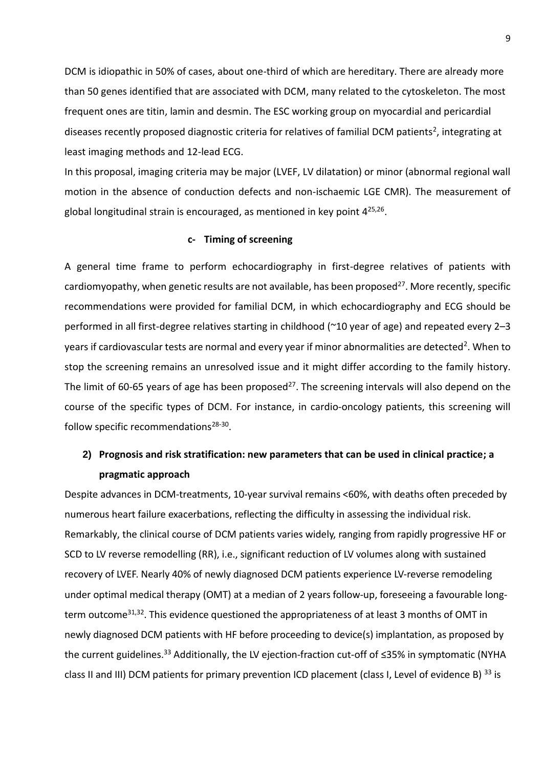DCM is idiopathic in 50% of cases, about one-third of which are hereditary. There are already more than 50 genes identified that are associated with DCM, many related to the cytoskeleton. The most frequent ones are titin, lamin and desmin. The ESC working group on myocardial and pericardial diseases recently proposed diagnostic criteria for relatives of familial DCM patients[2], integrating at least imaging methods and 12-lead ECG.

In this proposal, imaging criteria may be major (LVEF, LV dilatation) or minor (abnormal regional wall motion in the absence of conduction defects and non-ischaemic LGE CMR). The measurement of global longitudinal strain is encouraged, as mentioned in key point 4[25,26].

### c- Timing of screening

A general time frame to perform echocardiography in first-degree relatives of patients with cardiomyopathy, when genetic results are not available, has been proposed[27]. More recently, specific recommendations were provided for familial DCM, in which echocardiography and ECG should be performed in all first-degree relatives starting in childhood (~10 year of age) and repeated every 2–3 years if cardiovascular tests are normal and every year if minor abnormalities are detected[2]. When to stop the screening remains an unresolved issue and it might differ according to the family history. The limit of 60-65 years of age has been proposed[27]. The screening intervals will also depend on the course of the specific types of DCM. For instance, in cardio-oncology patients, this screening will follow specific recommendations[28-30].

## 2) Prognosis and risk stratification: new parameters that can be used in clinical practice; a pragmatic approach

Despite advances in DCM-treatments, 10-year survival remains <60%, with deaths often preceded by numerous heart failure exacerbations, reflecting the difficulty in assessing the individual risk. Remarkably, the clinical course of DCM patients varies widely, ranging from rapidly progressive HF or SCD to LV reverse remodelling (RR), i.e., significant reduction of LV volumes along with sustained recovery of LVEF. Nearly 40% of newly diagnosed DCM patients experience LV-reverse remodeling under optimal medical therapy (OMT) at a median of 2 years follow-up, foreseeing a favourable long-term outcome[31,32]. This evidence questioned the appropriateness of at least 3 months of OMT in newly diagnosed DCM patients with HF before proceeding to device(s) implantation, as proposed by the current guidelines.[33] Additionally, the LV ejection-fraction cut-off of ≤35% in symptomatic (NYHA class II and III) DCM patients for primary prevention ICD placement (class I, Level of evidence B) [33] is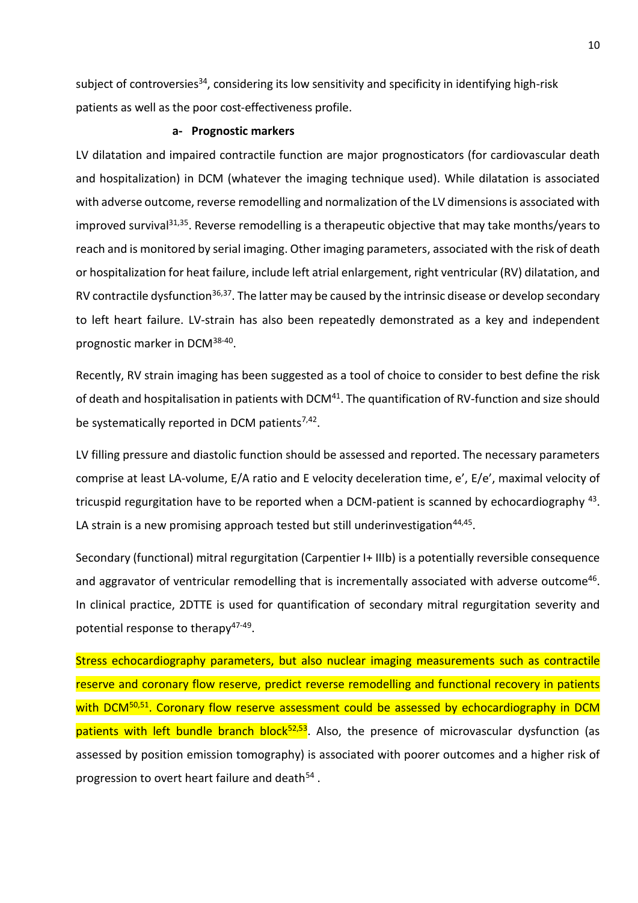subject of controversies[34], considering its low sensitivity and specificity in identifying high-risk patients as well as the poor cost-effectiveness profile.

#### a- Prognostic markers

LV dilatation and impaired contractile function are major prognosticators (for cardiovascular death and hospitalization) in DCM (whatever the imaging technique used). While dilatation is associated with adverse outcome, reverse remodelling and normalization of the LV dimensions is associated with improved survival[31,35]. Reverse remodelling is a therapeutic objective that may take months/years to reach and is monitored by serial imaging. Other imaging parameters, associated with the risk of death or hospitalization for heat failure, include left atrial enlargement, right ventricular (RV) dilatation, and RV contractile dysfunction[36,37]. The latter may be caused by the intrinsic disease or develop secondary to left heart failure. LV-strain has also been repeatedly demonstrated as a key and independent prognostic marker in DCM[38-40].

Recently, RV strain imaging has been suggested as a tool of choice to consider to best define the risk of death and hospitalisation in patients with DCM[41]. The quantification of RV-function and size should be systematically reported in DCM patients[7,42].

LV filling pressure and diastolic function should be assessed and reported. The necessary parameters comprise at least LA-volume, E/A ratio and E velocity deceleration time, e', E/e', maximal velocity of tricuspid regurgitation have to be reported when a DCM-patient is scanned by echocardiography [43]. LA strain is a new promising approach tested but still underinvestigation[44,45].

Secondary (functional) mitral regurgitation (Carpentier I+ IIIb) is a potentially reversible consequence and aggravator of ventricular remodelling that is incrementally associated with adverse outcome[46]. In clinical practice, 2DTTE is used for quantification of secondary mitral regurgitation severity and potential response to therapy[47-49].

Stress echocardiography parameters, but also nuclear imaging measurements such as contractile reserve and coronary flow reserve, predict reverse remodelling and functional recovery in patients with DCM[50,51]. Coronary flow reserve assessment could be assessed by echocardiography in DCM patients with left bundle branch block[52,53]. Also, the presence of microvascular dysfunction (as assessed by position emission tomography) is associated with poorer outcomes and a higher risk of progression to overt heart failure and death[54] .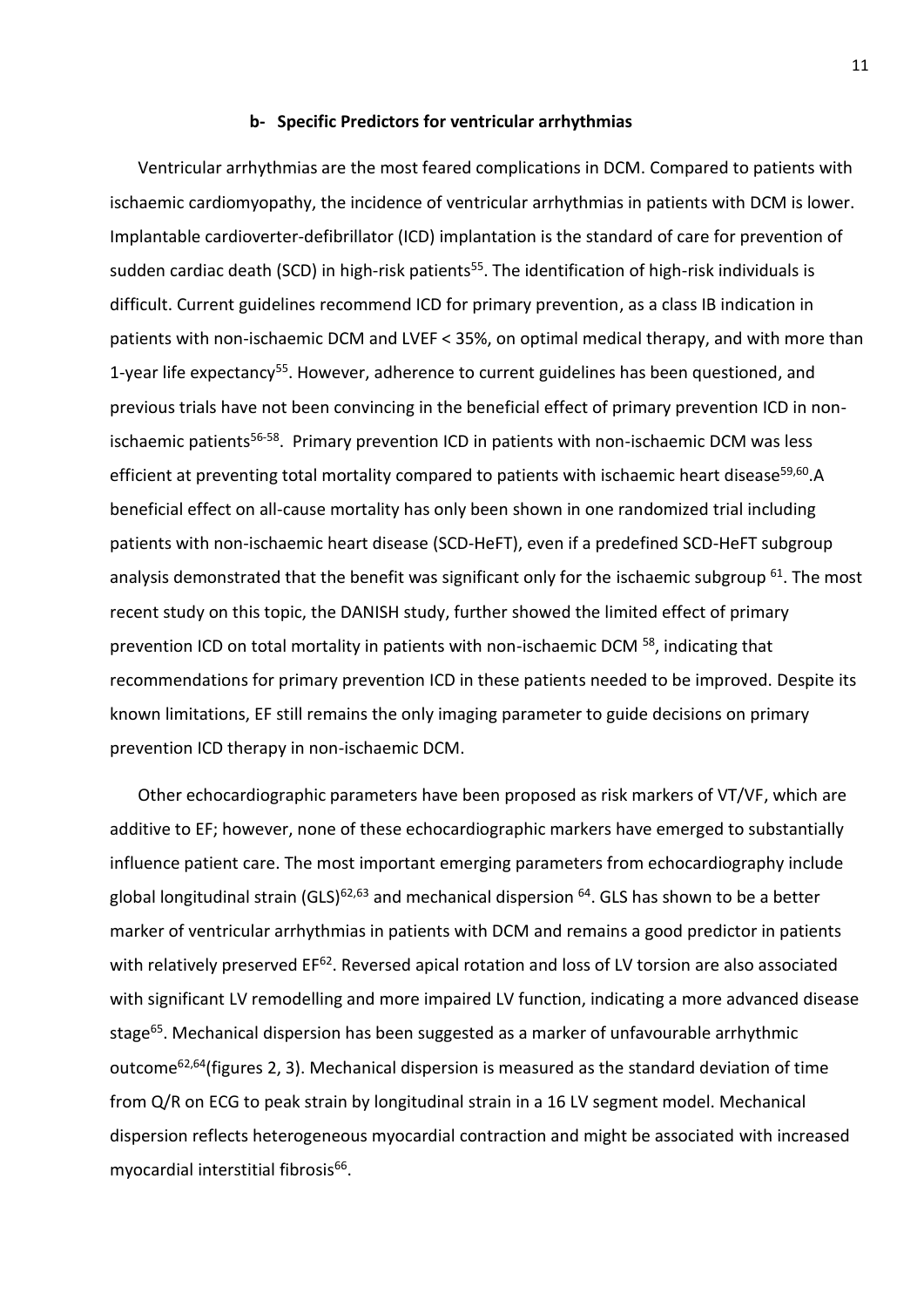### b- Specific Predictors for ventricular arrhythmias

Ventricular arrhythmias are the most feared complications in DCM. Compared to patients with ischaemic cardiomyopathy, the incidence of ventricular arrhythmias in patients with DCM is lower. Implantable cardioverter-defibrillator (ICD) implantation is the standard of care for prevention of sudden cardiac death (SCD) in high-risk patients[55]. The identification of high-risk individuals is difficult. Current guidelines recommend ICD for primary prevention, as a class IB indication in patients with non-ischaemic DCM and LVEF < 35%, on optimal medical therapy, and with more than 1-year life expectancy[55]. However, adherence to current guidelines has been questioned, and previous trials have not been convincing in the beneficial effect of primary prevention ICD in non-ischaemic patients[56-58]. Primary prevention ICD in patients with non-ischaemic DCM was less efficient at preventing total mortality compared to patients with ischaemic heart disease[59,60].A beneficial effect on all-cause mortality has only been shown in one randomized trial including patients with non-ischaemic heart disease (SCD-HeFT), even if a predefined SCD-HeFT subgroup analysis demonstrated that the benefit was significant only for the ischaemic subgroup [61]. The most recent study on this topic, the DANISH study, further showed the limited effect of primary prevention ICD on total mortality in patients with non-ischaemic DCM [58], indicating that recommendations for primary prevention ICD in these patients needed to be improved. Despite its known limitations, EF still remains the only imaging parameter to guide decisions on primary prevention ICD therapy in non-ischaemic DCM.

Other echocardiographic parameters have been proposed as risk markers of VT/VF, which are additive to EF; however, none of these echocardiographic markers have emerged to substantially influence patient care. The most important emerging parameters from echocardiography include global longitudinal strain (GLS)[62,63] and mechanical dispersion [64]. GLS has shown to be a better marker of ventricular arrhythmias in patients with DCM and remains a good predictor in patients with relatively preserved EF[62]. Reversed apical rotation and loss of LV torsion are also associated with significant LV remodelling and more impaired LV function, indicating a more advanced disease stage[65]. Mechanical dispersion has been suggested as a marker of unfavourable arrhythmic outcome[62,64](figures 2, 3). Mechanical dispersion is measured as the standard deviation of time from Q/R on ECG to peak strain by longitudinal strain in a 16 LV segment model. Mechanical dispersion reflects heterogeneous myocardial contraction and might be associated with increased myocardial interstitial fibrosis[66].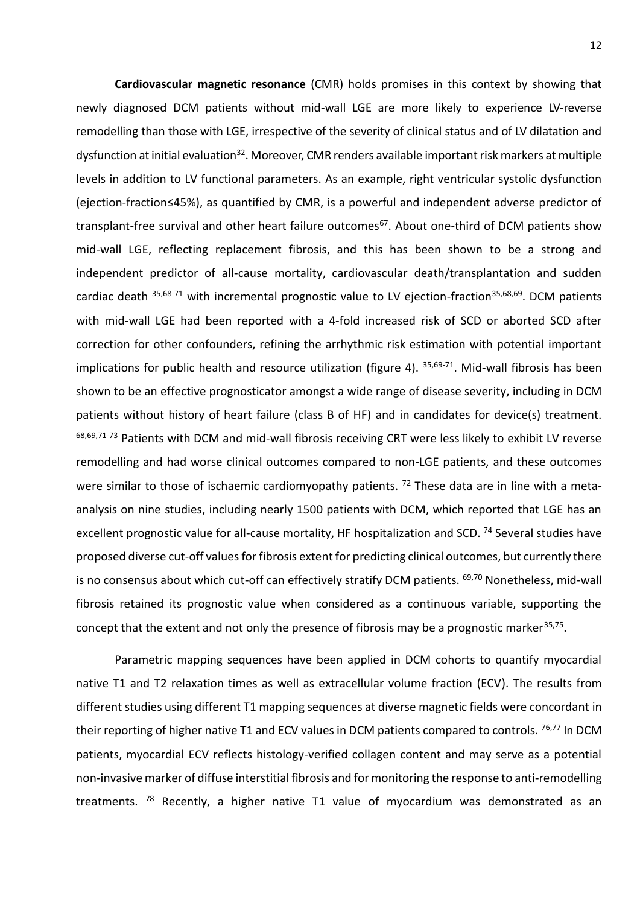**Cardiovascular magnetic resonance** (CMR) holds promises in this context by showing that newly diagnosed DCM patients without mid-wall LGE are more likely to experience LV-reverse remodelling than those with LGE, irrespective of the severity of clinical status and of LV dilatation and dysfunction at initial evaluation[32]. Moreover, CMR renders available important risk markers at multiple levels in addition to LV functional parameters. As an example, right ventricular systolic dysfunction (ejection-fraction≤45%), as quantified by CMR, is a powerful and independent adverse predictor of transplant-free survival and other heart failure outcomes[67]. About one-third of DCM patients show mid-wall LGE, reflecting replacement fibrosis, and this has been shown to be a strong and independent predictor of all-cause mortality, cardiovascular death/transplantation and sudden cardiac death [35,68-71] with incremental prognostic value to LV ejection-fraction[35,68,69]. DCM patients with mid-wall LGE had been reported with a 4-fold increased risk of SCD or aborted SCD after correction for other confounders, refining the arrhythmic risk estimation with potential important implications for public health and resource utilization (figure 4). [35,69-71]. Mid-wall fibrosis has been shown to be an effective prognosticator amongst a wide range of disease severity, including in DCM patients without history of heart failure (class B of HF) and in candidates for device(s) treatment. [68,69,71-73] Patients with DCM and mid-wall fibrosis receiving CRT were less likely to exhibit LV reverse remodelling and had worse clinical outcomes compared to non-LGE patients, and these outcomes were similar to those of ischaemic cardiomyopathy patients. [72] These data are in line with a meta-analysis on nine studies, including nearly 1500 patients with DCM, which reported that LGE has an excellent prognostic value for all-cause mortality, HF hospitalization and SCD. [74] Several studies have proposed diverse cut-off values for fibrosis extent for predicting clinical outcomes, but currently there is no consensus about which cut-off can effectively stratify DCM patients. [69,70] Nonetheless, mid-wall fibrosis retained its prognostic value when considered as a continuous variable, supporting the concept that the extent and not only the presence of fibrosis may be a prognostic marker[35,75].

Parametric mapping sequences have been applied in DCM cohorts to quantify myocardial native T1 and T2 relaxation times as well as extracellular volume fraction (ECV). The results from different studies using different T1 mapping sequences at diverse magnetic fields were concordant in their reporting of higher native T1 and ECV values in DCM patients compared to controls. [76,77] In DCM patients, myocardial ECV reflects histology-verified collagen content and may serve as a potential non-invasive marker of diffuse interstitial fibrosis and for monitoring the response to anti-remodelling treatments. [78] Recently, a higher native T1 value of myocardium was demonstrated as an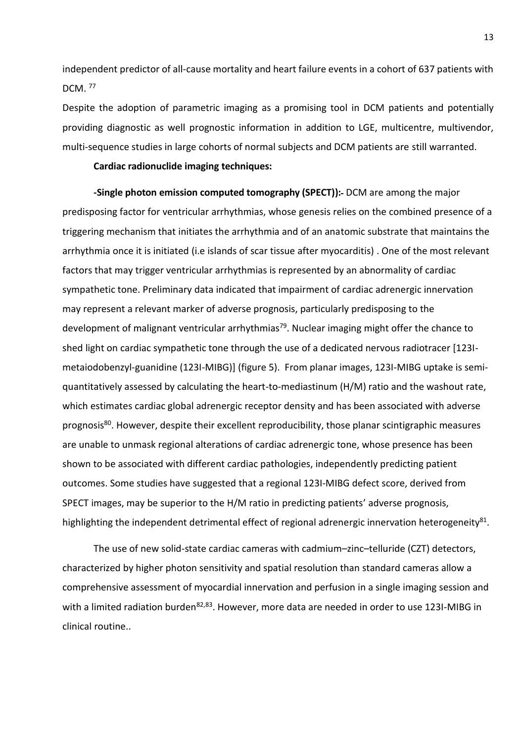independent predictor of all-cause mortality and heart failure events in a cohort of 637 patients with DCM. [77]

Despite the adoption of parametric imaging as a promising tool in DCM patients and potentially providing diagnostic as well prognostic information in addition to LGE, multicentre, multivendor, multi-sequence studies in large cohorts of normal subjects and DCM patients are still warranted.

**Cardiac radionuclide imaging techniques:**

**-Single photon emission computed tomography (SPECT)):-** DCM are among the major predisposing factor for ventricular arrhythmias, whose genesis relies on the combined presence of a triggering mechanism that initiates the arrhythmia and of an anatomic substrate that maintains the arrhythmia once it is initiated (i.e islands of scar tissue after myocarditis) . One of the most relevant factors that may trigger ventricular arrhythmias is represented by an abnormality of cardiac sympathetic tone. Preliminary data indicated that impairment of cardiac adrenergic innervation may represent a relevant marker of adverse prognosis, particularly predisposing to the development of malignant ventricular arrhythmias[79]. Nuclear imaging might offer the chance to shed light on cardiac sympathetic tone through the use of a dedicated nervous radiotracer [123I-metaiodobenzyl-guanidine (123I-MIBG)] (figure 5). From planar images, 123I-MIBG uptake is semi-quantitatively assessed by calculating the heart-to-mediastinum (H/M) ratio and the washout rate, which estimates cardiac global adrenergic receptor density and has been associated with adverse prognosis[80]. However, despite their excellent reproducibility, those planar scintigraphic measures are unable to unmask regional alterations of cardiac adrenergic tone, whose presence has been shown to be associated with different cardiac pathologies, independently predicting patient outcomes. Some studies have suggested that a regional 123I-MIBG defect score, derived from SPECT images, may be superior to the H/M ratio in predicting patients' adverse prognosis, highlighting the independent detrimental effect of regional adrenergic innervation heterogeneity[81].

The use of new solid-state cardiac cameras with cadmium–zinc–telluride (CZT) detectors, characterized by higher photon sensitivity and spatial resolution than standard cameras allow a comprehensive assessment of myocardial innervation and perfusion in a single imaging session and with a limited radiation burden[82,83]. However, more data are needed in order to use 123I-MIBG in clinical routine..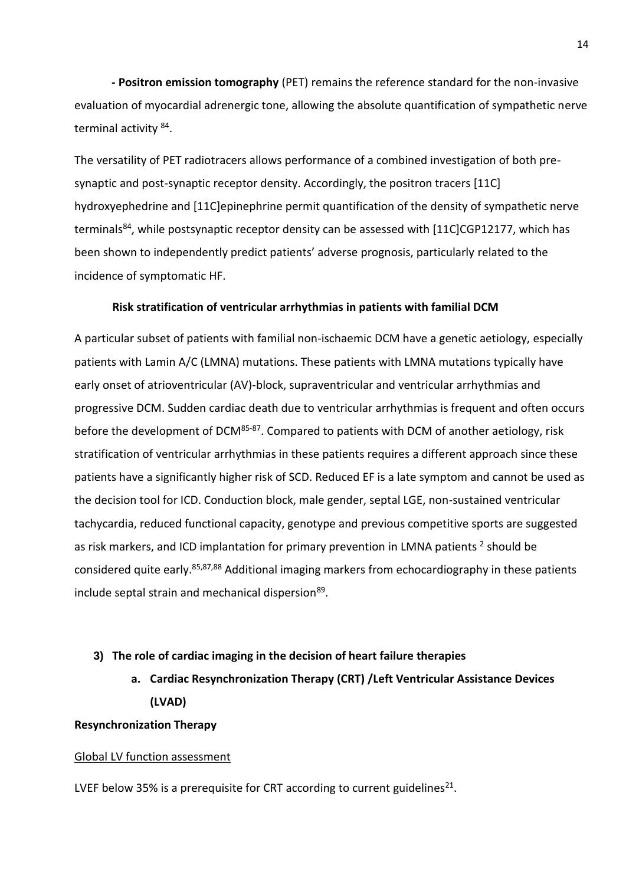**- Positron emission tomography** (PET) remains the reference standard for the non-invasive evaluation of myocardial adrenergic tone, allowing the absolute quantification of sympathetic nerve terminal activity [84].

The versatility of PET radiotracers allows performance of a combined investigation of both pre-synaptic and post-synaptic receptor density. Accordingly, the positron tracers [11C] hydroxyephedrine and [11C]epinephrine permit quantification of the density of sympathetic nerve terminals[84], while postsynaptic receptor density can be assessed with [11C]CGP12177, which has been shown to independently predict patients' adverse prognosis, particularly related to the incidence of symptomatic HF.

### Risk stratification of ventricular arrhythmias in patients with familial DCM

A particular subset of patients with familial non-ischaemic DCM have a genetic aetiology, especially patients with Lamin A/C (LMNA) mutations. These patients with LMNA mutations typically have early onset of atrioventricular (AV)-block, supraventricular and ventricular arrhythmias and progressive DCM. Sudden cardiac death due to ventricular arrhythmias is frequent and often occurs before the development of DCM[85-87]. Compared to patients with DCM of another aetiology, risk stratification of ventricular arrhythmias in these patients requires a different approach since these patients have a significantly higher risk of SCD. Reduced EF is a late symptom and cannot be used as the decision tool for ICD. Conduction block, male gender, septal LGE, non-sustained ventricular tachycardia, reduced functional capacity, genotype and previous competitive sports are suggested as risk markers, and ICD implantation for primary prevention in LMNA patients [2] should be considered quite early.[85,87,88] Additional imaging markers from echocardiography in these patients include septal strain and mechanical dispersion[89].

## 3) The role of cardiac imaging in the decision of heart failure therapies

### a. Cardiac Resynchronization Therapy (CRT) /Left Ventricular Assistance Devices (LVAD)

**Resynchronization Therapy**

Global LV function assessment

LVEF below 35% is a prerequisite for CRT according to current guidelines[21].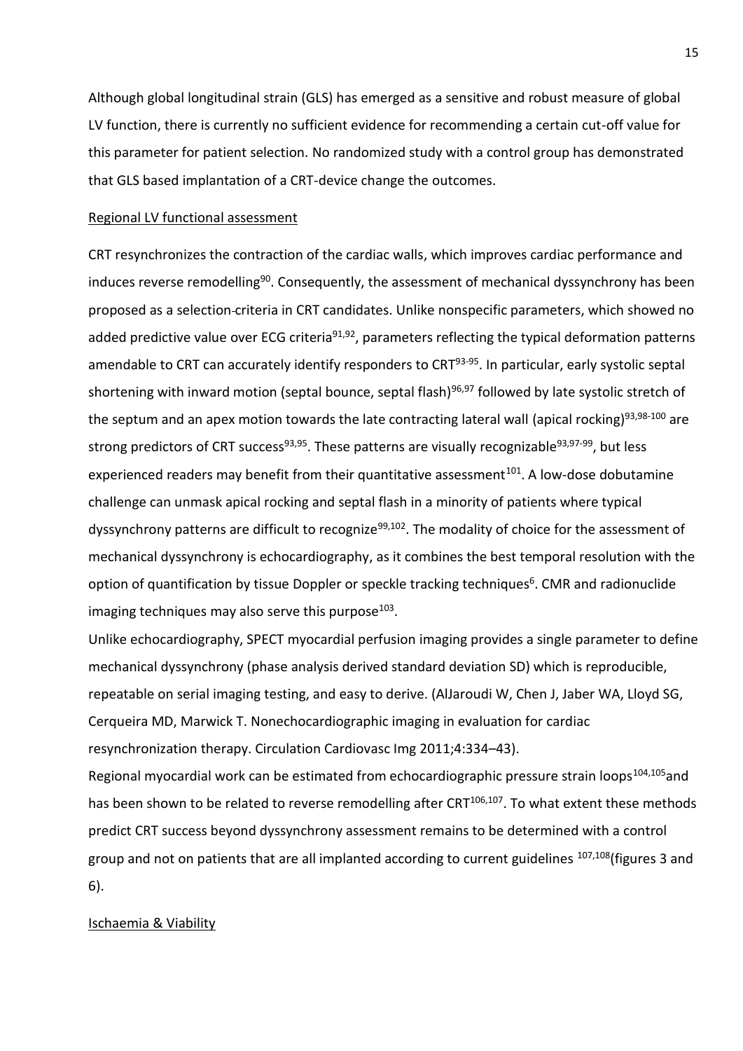Although global longitudinal strain (GLS) has emerged as a sensitive and robust measure of global LV function, there is currently no sufficient evidence for recommending a certain cut-off value for this parameter for patient selection. No randomized study with a control group has demonstrated that GLS based implantation of a CRT-device change the outcomes.

### Regional LV functional assessment

CRT resynchronizes the contraction of the cardiac walls, which improves cardiac performance and induces reverse remodelling[90]. Consequently, the assessment of mechanical dyssynchrony has been proposed as a selection-criteria in CRT candidates. Unlike nonspecific parameters, which showed no added predictive value over ECG criteria[91,92], parameters reflecting the typical deformation patterns amendable to CRT can accurately identify responders to CRT[93-95]. In particular, early systolic septal shortening with inward motion (septal bounce, septal flash)[96,97] followed by late systolic stretch of the septum and an apex motion towards the late contracting lateral wall (apical rocking)[93,98-100] are strong predictors of CRT success[93,95]. These patterns are visually recognizable[93,97-99], but less experienced readers may benefit from their quantitative assessment[101]. A low-dose dobutamine challenge can unmask apical rocking and septal flash in a minority of patients where typical dyssynchrony patterns are difficult to recognize[99,102]. The modality of choice for the assessment of mechanical dyssynchrony is echocardiography, as it combines the best temporal resolution with the option of quantification by tissue Doppler or speckle tracking techniques[6]. CMR and radionuclide imaging techniques may also serve this purpose[103].

Unlike echocardiography, SPECT myocardial perfusion imaging provides a single parameter to define mechanical dyssynchrony (phase analysis derived standard deviation SD) which is reproducible, repeatable on serial imaging testing, and easy to derive. (AlJaroudi W, Chen J, Jaber WA, Lloyd SG, Cerqueira MD, Marwick T. Nonechocardiographic imaging in evaluation for cardiac resynchronization therapy. Circulation Cardiovasc Img 2011;4:334–43).

Regional myocardial work can be estimated from echocardiographic pressure strain loops[104,105]and has been shown to be related to reverse remodelling after CRT[106,107]. To what extent these methods predict CRT success beyond dyssynchrony assessment remains to be determined with a control group and not on patients that are all implanted according to current guidelines [107,108](figures 3 and 6).

### Ischaemia & Viability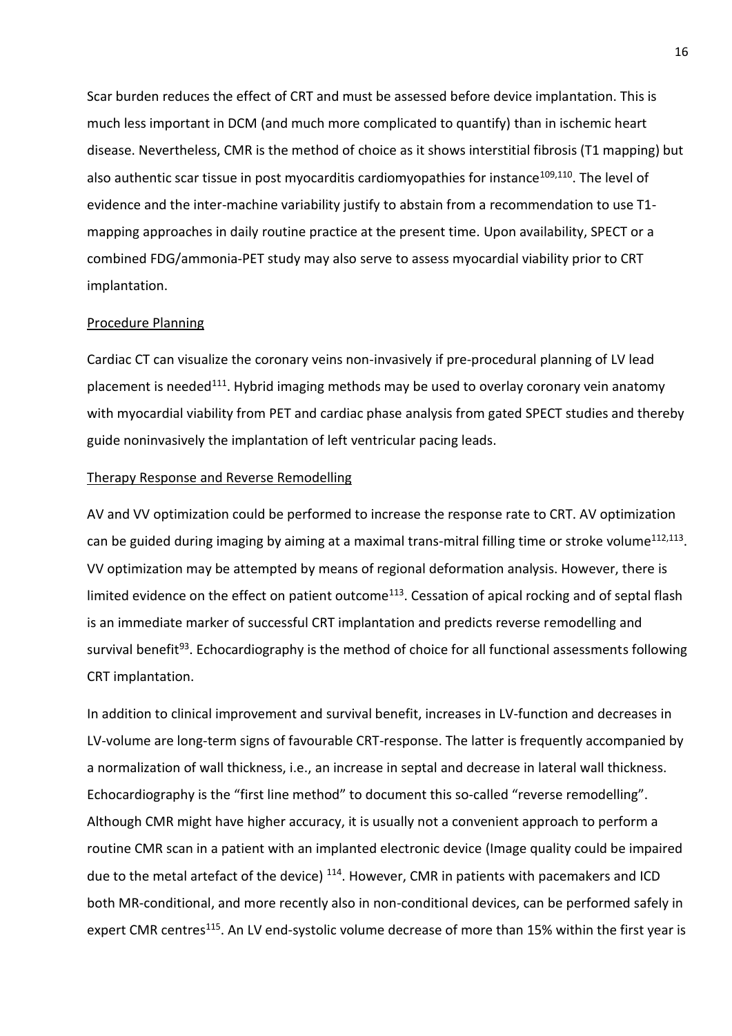Scar burden reduces the effect of CRT and must be assessed before device implantation. This is much less important in DCM (and much more complicated to quantify) than in ischemic heart disease. Nevertheless, CMR is the method of choice as it shows interstitial fibrosis (T1 mapping) but also authentic scar tissue in post myocarditis cardiomyopathies for instance[109,110]. The level of evidence and the inter-machine variability justify to abstain from a recommendation to use T1-mapping approaches in daily routine practice at the present time. Upon availability, SPECT or a combined FDG/ammonia-PET study may also serve to assess myocardial viability prior to CRT implantation.

Procedure Planning

Cardiac CT can visualize the coronary veins non-invasively if pre-procedural planning of LV lead placement is needed[111]. Hybrid imaging methods may be used to overlay coronary vein anatomy with myocardial viability from PET and cardiac phase analysis from gated SPECT studies and thereby guide noninvasively the implantation of left ventricular pacing leads.

Therapy Response and Reverse Remodelling

AV and VV optimization could be performed to increase the response rate to CRT. AV optimization can be guided during imaging by aiming at a maximal trans-mitral filling time or stroke volume[112,113]. VV optimization may be attempted by means of regional deformation analysis. However, there is limited evidence on the effect on patient outcome[113]. Cessation of apical rocking and of septal flash is an immediate marker of successful CRT implantation and predicts reverse remodelling and survival benefit[93]. Echocardiography is the method of choice for all functional assessments following CRT implantation.

In addition to clinical improvement and survival benefit, increases in LV-function and decreases in LV-volume are long-term signs of favourable CRT-response. The latter is frequently accompanied by a normalization of wall thickness, i.e., an increase in septal and decrease in lateral wall thickness. Echocardiography is the "first line method" to document this so-called "reverse remodelling". Although CMR might have higher accuracy, it is usually not a convenient approach to perform a routine CMR scan in a patient with an implanted electronic device (Image quality could be impaired due to the metal artefact of the device) [114]. However, CMR in patients with pacemakers and ICD both MR-conditional, and more recently also in non-conditional devices, can be performed safely in expert CMR centres[115]. An LV end-systolic volume decrease of more than 15% within the first year is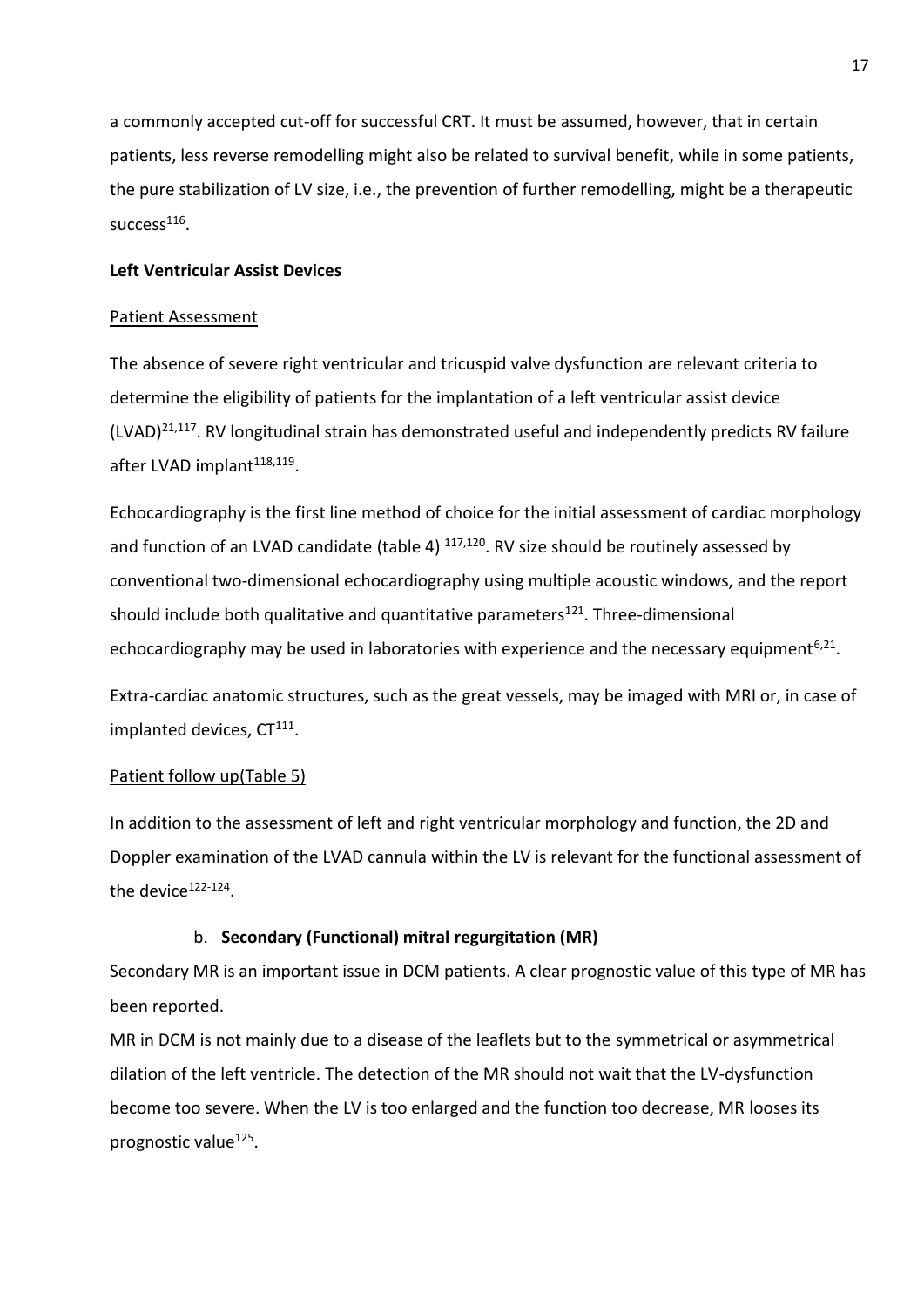a commonly accepted cut-off for successful CRT. It must be assumed, however, that in certain patients, less reverse remodelling might also be related to survival benefit, while in some patients, the pure stabilization of LV size, i.e., the prevention of further remodelling, might be a therapeutic success[116].

**Left Ventricular Assist Devices**

Patient Assessment

The absence of severe right ventricular and tricuspid valve dysfunction are relevant criteria to determine the eligibility of patients for the implantation of a left ventricular assist device (LVAD)[21,117]. RV longitudinal strain has demonstrated useful and independently predicts RV failure after LVAD implant[118,119].

Echocardiography is the first line method of choice for the initial assessment of cardiac morphology and function of an LVAD candidate (table 4) [117,120]. RV size should be routinely assessed by conventional two-dimensional echocardiography using multiple acoustic windows, and the report should include both qualitative and quantitative parameters[121]. Three-dimensional echocardiography may be used in laboratories with experience and the necessary equipment[6,21].

Extra-cardiac anatomic structures, such as the great vessels, may be imaged with MRI or, in case of implanted devices, CT[111].

Patient follow up(Table 5)

In addition to the assessment of left and right ventricular morphology and function, the 2D and Doppler examination of the LVAD cannula within the LV is relevant for the functional assessment of the device[122-124].

b. **Secondary (Functional) mitral regurgitation (MR)**

Secondary MR is an important issue in DCM patients. A clear prognostic value of this type of MR has been reported.

MR in DCM is not mainly due to a disease of the leaflets but to the symmetrical or asymmetrical dilation of the left ventricle. The detection of the MR should not wait that the LV-dysfunction become too severe. When the LV is too enlarged and the function too decrease, MR looses its prognostic value[125].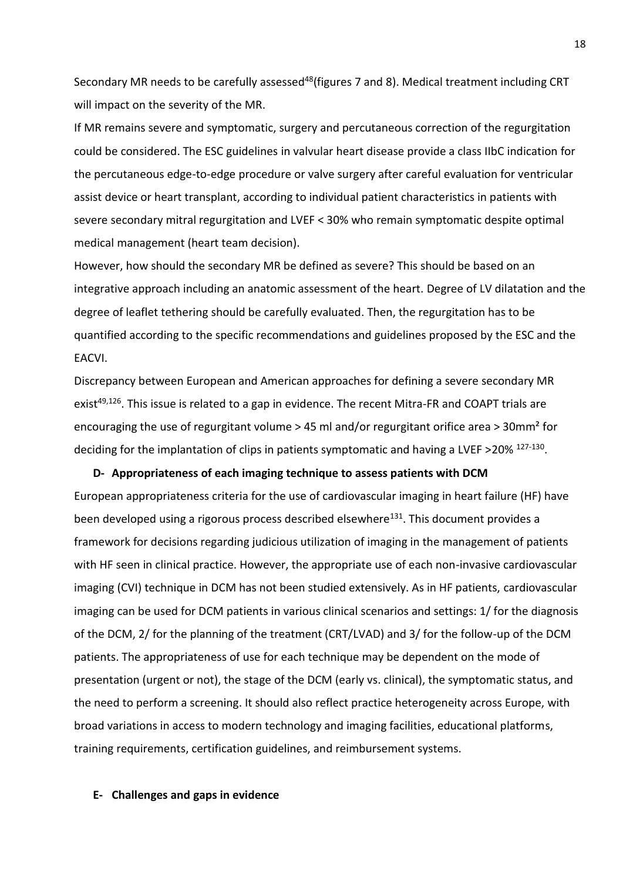Secondary MR needs to be carefully assessed[48](figures 7 and 8). Medical treatment including CRT will impact on the severity of the MR.

If MR remains severe and symptomatic, surgery and percutaneous correction of the regurgitation could be considered. The ESC guidelines in valvular heart disease provide a class IIbC indication for the percutaneous edge-to-edge procedure or valve surgery after careful evaluation for ventricular assist device or heart transplant, according to individual patient characteristics in patients with severe secondary mitral regurgitation and LVEF < 30% who remain symptomatic despite optimal medical management (heart team decision).

However, how should the secondary MR be defined as severe? This should be based on an integrative approach including an anatomic assessment of the heart. Degree of LV dilatation and the degree of leaflet tethering should be carefully evaluated. Then, the regurgitation has to be quantified according to the specific recommendations and guidelines proposed by the ESC and the EACVI.

Discrepancy between European and American approaches for defining a severe secondary MR exist[49,126]. This issue is related to a gap in evidence. The recent Mitra-FR and COAPT trials are encouraging the use of regurgitant volume > 45 ml and/or regurgitant orifice area > 30mm² for deciding for the implantation of clips in patients symptomatic and having a LVEF >20% [127-130].

### D- Appropriateness of each imaging technique to assess patients with DCM

European appropriateness criteria for the use of cardiovascular imaging in heart failure (HF) have been developed using a rigorous process described elsewhere[131]. This document provides a framework for decisions regarding judicious utilization of imaging in the management of patients with HF seen in clinical practice. However, the appropriate use of each non-invasive cardiovascular imaging (CVI) technique in DCM has not been studied extensively. As in HF patients, cardiovascular imaging can be used for DCM patients in various clinical scenarios and settings: 1/ for the diagnosis of the DCM, 2/ for the planning of the treatment (CRT/LVAD) and 3/ for the follow-up of the DCM patients. The appropriateness of use for each technique may be dependent on the mode of presentation (urgent or not), the stage of the DCM (early vs. clinical), the symptomatic status, and the need to perform a screening. It should also reflect practice heterogeneity across Europe, with broad variations in access to modern technology and imaging facilities, educational platforms, training requirements, certification guidelines, and reimbursement systems.

### E- Challenges and gaps in evidence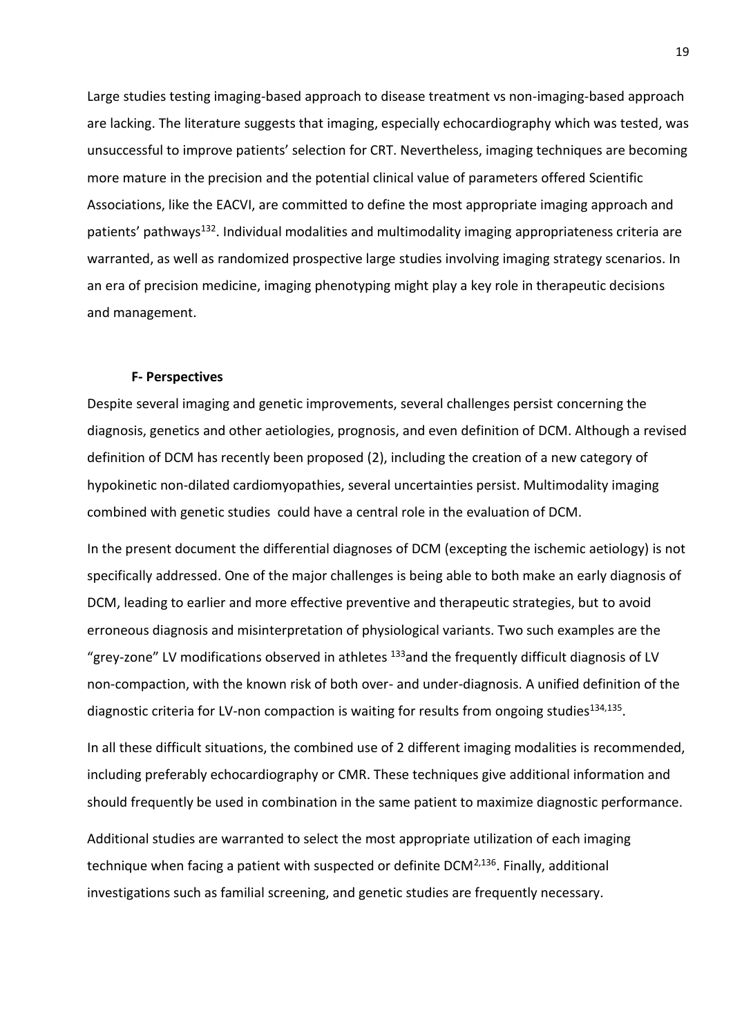Large studies testing imaging-based approach to disease treatment vs non-imaging-based approach are lacking. The literature suggests that imaging, especially echocardiography which was tested, was unsuccessful to improve patients' selection for CRT. Nevertheless, imaging techniques are becoming more mature in the precision and the potential clinical value of parameters offered Scientific Associations, like the EACVI, are committed to define the most appropriate imaging approach and patients' pathways[132]. Individual modalities and multimodality imaging appropriateness criteria are warranted, as well as randomized prospective large studies involving imaging strategy scenarios. In an era of precision medicine, imaging phenotyping might play a key role in therapeutic decisions and management.

### F- Perspectives

Despite several imaging and genetic improvements, several challenges persist concerning the diagnosis, genetics and other aetiologies, prognosis, and even definition of DCM. Although a revised definition of DCM has recently been proposed (2), including the creation of a new category of hypokinetic non-dilated cardiomyopathies, several uncertainties persist. Multimodality imaging combined with genetic studies could have a central role in the evaluation of DCM.

In the present document the differential diagnoses of DCM (excepting the ischemic aetiology) is not specifically addressed. One of the major challenges is being able to both make an early diagnosis of DCM, leading to earlier and more effective preventive and therapeutic strategies, but to avoid erroneous diagnosis and misinterpretation of physiological variants. Two such examples are the "grey-zone" LV modifications observed in athletes [133]and the frequently difficult diagnosis of LV non-compaction, with the known risk of both over- and under-diagnosis. A unified definition of the diagnostic criteria for LV-non compaction is waiting for results from ongoing studies[134,135].

In all these difficult situations, the combined use of 2 different imaging modalities is recommended, including preferably echocardiography or CMR. These techniques give additional information and should frequently be used in combination in the same patient to maximize diagnostic performance.

Additional studies are warranted to select the most appropriate utilization of each imaging technique when facing a patient with suspected or definite DCM[2,136]. Finally, additional investigations such as familial screening, and genetic studies are frequently necessary.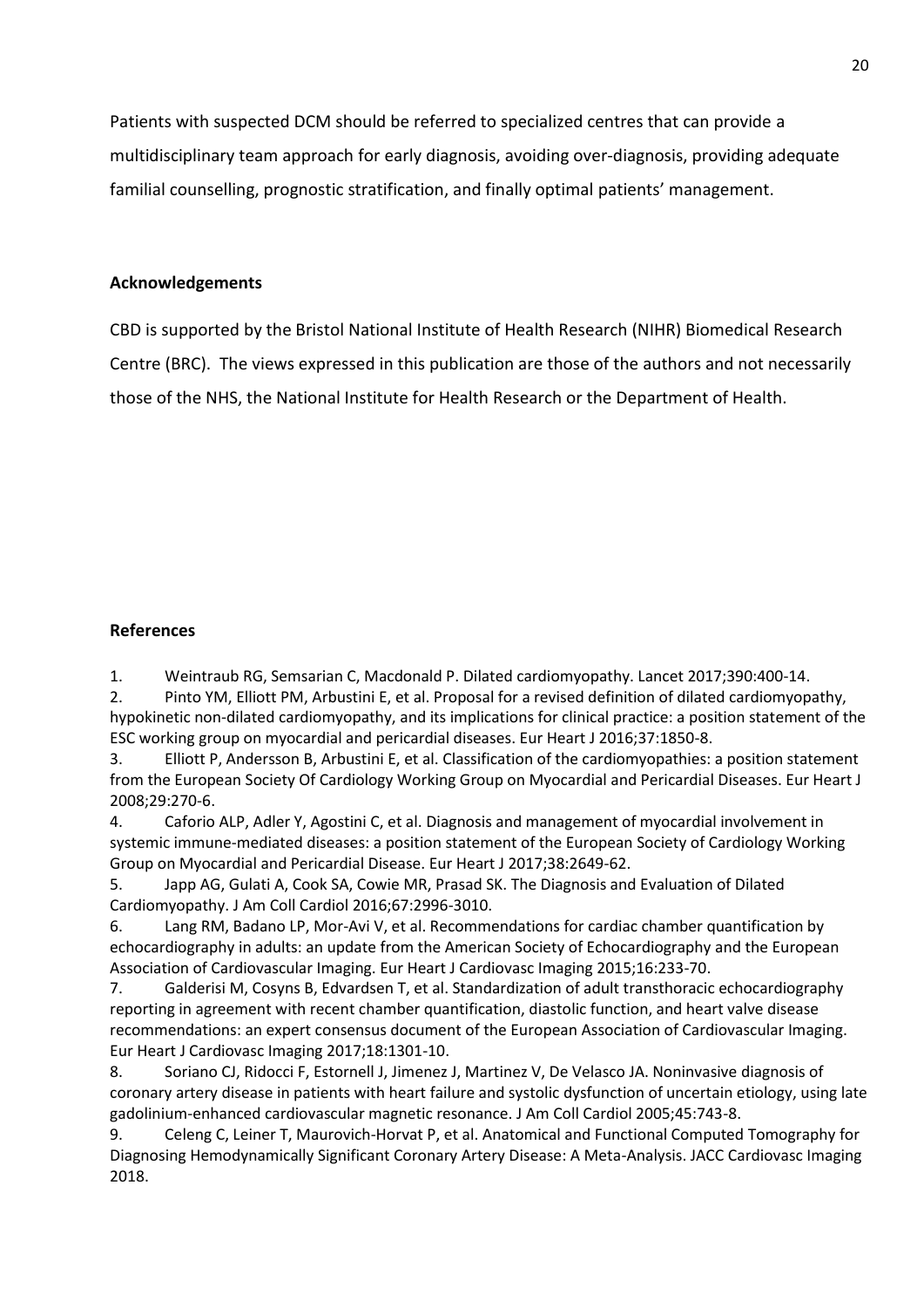Patients with suspected DCM should be referred to specialized centres that can provide a multidisciplinary team approach for early diagnosis, avoiding over-diagnosis, providing adequate familial counselling, prognostic stratification, and finally optimal patients' management.

## Acknowledgements

CBD is supported by the Bristol National Institute of Health Research (NIHR) Biomedical Research Centre (BRC). The views expressed in this publication are those of the authors and not necessarily those of the NHS, the National Institute for Health Research or the Department of Health.

## References

1. Weintraub RG, Semsarian C, Macdonald P. Dilated cardiomyopathy. Lancet 2017;390:400-14.
2. Pinto YM, Elliott PM, Arbustini E, et al. Proposal for a revised definition of dilated cardiomyopathy, hypokinetic non-dilated cardiomyopathy, and its implications for clinical practice: a position statement of the ESC working group on myocardial and pericardial diseases. Eur Heart J 2016;37:1850-8.
3. Elliott P, Andersson B, Arbustini E, et al. Classification of the cardiomyopathies: a position statement from the European Society Of Cardiology Working Group on Myocardial and Pericardial Diseases. Eur Heart J 2008;29:270-6.
4. Caforio ALP, Adler Y, Agostini C, et al. Diagnosis and management of myocardial involvement in systemic immune-mediated diseases: a position statement of the European Society of Cardiology Working Group on Myocardial and Pericardial Disease. Eur Heart J 2017;38:2649-62.
5. Japp AG, Gulati A, Cook SA, Cowie MR, Prasad SK. The Diagnosis and Evaluation of Dilated Cardiomyopathy. J Am Coll Cardiol 2016;67:2996-3010.
6. Lang RM, Badano LP, Mor-Avi V, et al. Recommendations for cardiac chamber quantification by echocardiography in adults: an update from the American Society of Echocardiography and the European Association of Cardiovascular Imaging. Eur Heart J Cardiovasc Imaging 2015;16:233-70.
7. Galderisi M, Cosyns B, Edvardsen T, et al. Standardization of adult transthoracic echocardiography reporting in agreement with recent chamber quantification, diastolic function, and heart valve disease recommendations: an expert consensus document of the European Association of Cardiovascular Imaging. Eur Heart J Cardiovasc Imaging 2017;18:1301-10.
8. Soriano CJ, Ridocci F, Estornell J, Jimenez J, Martinez V, De Velasco JA. Noninvasive diagnosis of coronary artery disease in patients with heart failure and systolic dysfunction of uncertain etiology, using late gadolinium-enhanced cardiovascular magnetic resonance. J Am Coll Cardiol 2005;45:743-8.
9. Celeng C, Leiner T, Maurovich-Horvat P, et al. Anatomical and Functional Computed Tomography for Diagnosing Hemodynamically Significant Coronary Artery Disease: A Meta-Analysis. JACC Cardiovasc Imaging 2018.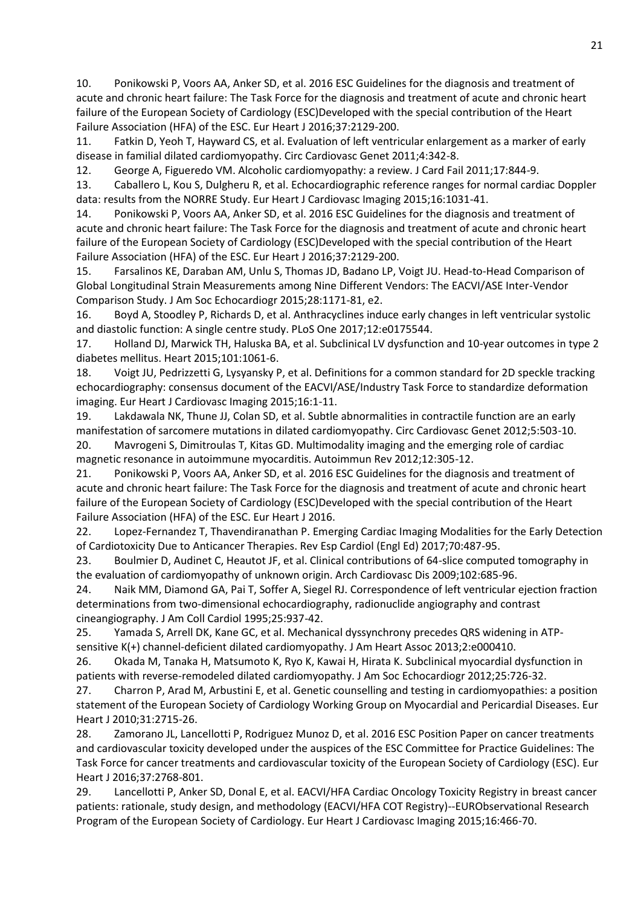10. Ponikowski P, Voors AA, Anker SD, et al. 2016 ESC Guidelines for the diagnosis and treatment of acute and chronic heart failure: The Task Force for the diagnosis and treatment of acute and chronic heart failure of the European Society of Cardiology (ESC)Developed with the special contribution of the Heart Failure Association (HFA) of the ESC. Eur Heart J 2016;37:2129-200.
11. Fatkin D, Yeoh T, Hayward CS, et al. Evaluation of left ventricular enlargement as a marker of early disease in familial dilated cardiomyopathy. Circ Cardiovasc Genet 2011;4:342-8.
12. George A, Figueredo VM. Alcoholic cardiomyopathy: a review. J Card Fail 2011;17:844-9.
13. Caballero L, Kou S, Dulgheru R, et al. Echocardiographic reference ranges for normal cardiac Doppler data: results from the NORRE Study. Eur Heart J Cardiovasc Imaging 2015;16:1031-41.
14. Ponikowski P, Voors AA, Anker SD, et al. 2016 ESC Guidelines for the diagnosis and treatment of acute and chronic heart failure: The Task Force for the diagnosis and treatment of acute and chronic heart failure of the European Society of Cardiology (ESC)Developed with the special contribution of the Heart Failure Association (HFA) of the ESC. Eur Heart J 2016;37:2129-200.
15. Farsalinos KE, Daraban AM, Unlu S, Thomas JD, Badano LP, Voigt JU. Head-to-Head Comparison of Global Longitudinal Strain Measurements among Nine Different Vendors: The EACVI/ASE Inter-Vendor Comparison Study. J Am Soc Echocardiogr 2015;28:1171-81, e2.
16. Boyd A, Stoodley P, Richards D, et al. Anthracyclines induce early changes in left ventricular systolic and diastolic function: A single centre study. PLoS One 2017;12:e0175544.
17. Holland DJ, Marwick TH, Haluska BA, et al. Subclinical LV dysfunction and 10-year outcomes in type 2 diabetes mellitus. Heart 2015;101:1061-6.
18. Voigt JU, Pedrizzetti G, Lysyansky P, et al. Definitions for a common standard for 2D speckle tracking echocardiography: consensus document of the EACVI/ASE/Industry Task Force to standardize deformation imaging. Eur Heart J Cardiovasc Imaging 2015;16:1-11.
19. Lakdawala NK, Thune JJ, Colan SD, et al. Subtle abnormalities in contractile function are an early manifestation of sarcomere mutations in dilated cardiomyopathy. Circ Cardiovasc Genet 2012;5:503-10.
20. Mavrogeni S, Dimitroulas T, Kitas GD. Multimodality imaging and the emerging role of cardiac magnetic resonance in autoimmune myocarditis. Autoimmun Rev 2012;12:305-12.
21. Ponikowski P, Voors AA, Anker SD, et al. 2016 ESC Guidelines for the diagnosis and treatment of acute and chronic heart failure: The Task Force for the diagnosis and treatment of acute and chronic heart failure of the European Society of Cardiology (ESC)Developed with the special contribution of the Heart Failure Association (HFA) of the ESC. Eur Heart J 2016.
22. Lopez-Fernandez T, Thavendiranathan P. Emerging Cardiac Imaging Modalities for the Early Detection of Cardiotoxicity Due to Anticancer Therapies. Rev Esp Cardiol (Engl Ed) 2017;70:487-95.
23. Boulmier D, Audinet C, Heautot JF, et al. Clinical contributions of 64-slice computed tomography in the evaluation of cardiomyopathy of unknown origin. Arch Cardiovasc Dis 2009;102:685-96.
24. Naik MM, Diamond GA, Pai T, Soffer A, Siegel RJ. Correspondence of left ventricular ejection fraction determinations from two-dimensional echocardiography, radionuclide angiography and contrast cineangiography. J Am Coll Cardiol 1995;25:937-42.
25. Yamada S, Arrell DK, Kane GC, et al. Mechanical dyssynchrony precedes QRS widening in ATP-sensitive K(+) channel-deficient dilated cardiomyopathy. J Am Heart Assoc 2013;2:e000410.
26. Okada M, Tanaka H, Matsumoto K, Ryo K, Kawai H, Hirata K. Subclinical myocardial dysfunction in patients with reverse-remodeled dilated cardiomyopathy. J Am Soc Echocardiogr 2012;25:726-32.
27. Charron P, Arad M, Arbustini E, et al. Genetic counselling and testing in cardiomyopathies: a position statement of the European Society of Cardiology Working Group on Myocardial and Pericardial Diseases. Eur Heart J 2010;31:2715-26.
28. Zamorano JL, Lancellotti P, Rodriguez Munoz D, et al. 2016 ESC Position Paper on cancer treatments and cardiovascular toxicity developed under the auspices of the ESC Committee for Practice Guidelines: The Task Force for cancer treatments and cardiovascular toxicity of the European Society of Cardiology (ESC). Eur Heart J 2016;37:2768-801.
29. Lancellotti P, Anker SD, Donal E, et al. EACVI/HFA Cardiac Oncology Toxicity Registry in breast cancer patients: rationale, study design, and methodology (EACVI/HFA COT Registry)--EURObservational Research Program of the European Society of Cardiology. Eur Heart J Cardiovasc Imaging 2015;16:466-70.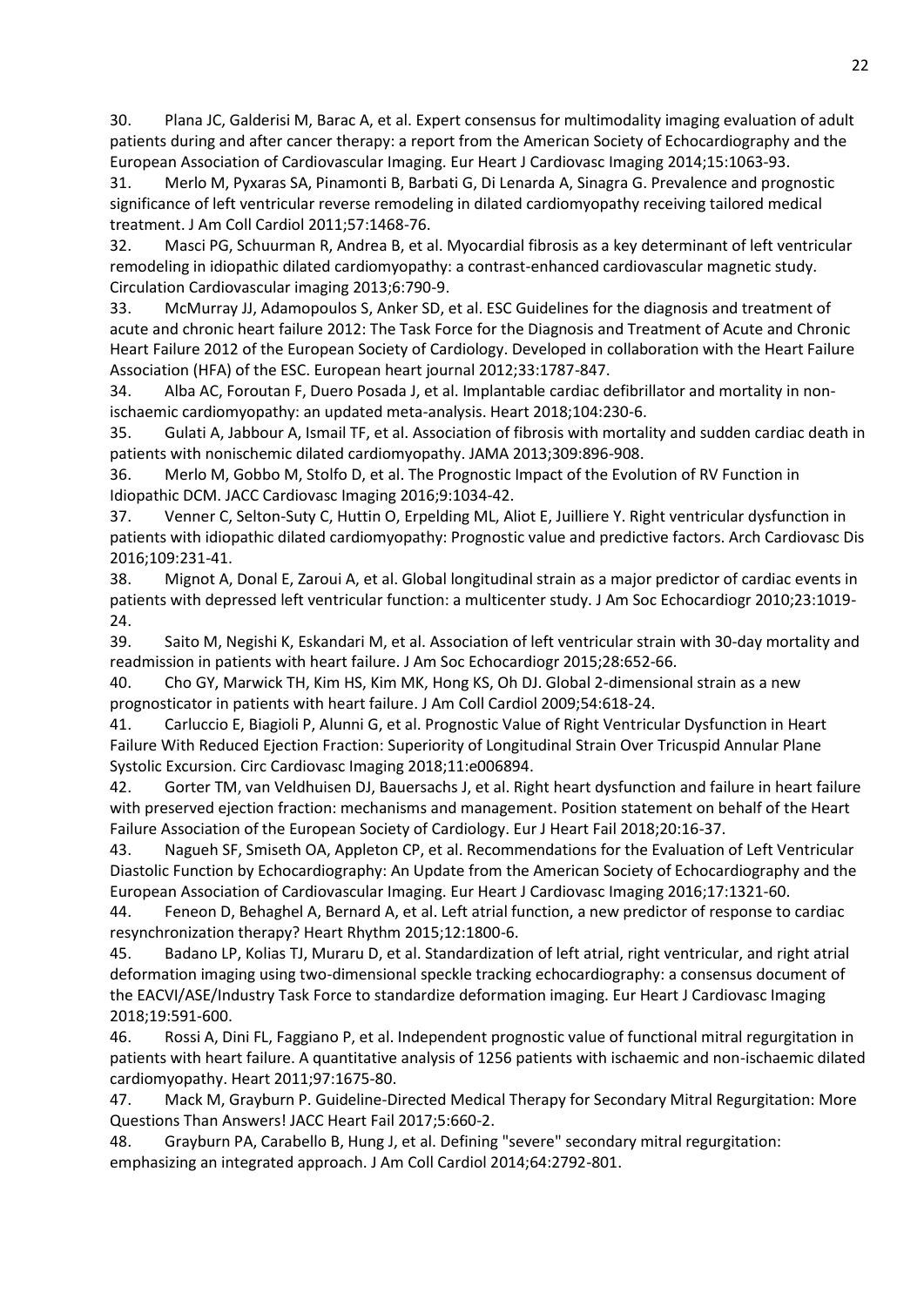30. Plana JC, Galderisi M, Barac A, et al. Expert consensus for multimodality imaging evaluation of adult patients during and after cancer therapy: a report from the American Society of Echocardiography and the European Association of Cardiovascular Imaging. Eur Heart J Cardiovasc Imaging 2014;15:1063-93.

31. Merlo M, Pyxaras SA, Pinamonti B, Barbati G, Di Lenarda A, Sinagra G. Prevalence and prognostic significance of left ventricular reverse remodeling in dilated cardiomyopathy receiving tailored medical treatment. J Am Coll Cardiol 2011;57:1468-76.

32. Masci PG, Schuurman R, Andrea B, et al. Myocardial fibrosis as a key determinant of left ventricular remodeling in idiopathic dilated cardiomyopathy: a contrast-enhanced cardiovascular magnetic study. Circulation Cardiovascular imaging 2013;6:790-9.

33. McMurray JJ, Adamopoulos S, Anker SD, et al. ESC Guidelines for the diagnosis and treatment of acute and chronic heart failure 2012: The Task Force for the Diagnosis and Treatment of Acute and Chronic Heart Failure 2012 of the European Society of Cardiology. Developed in collaboration with the Heart Failure Association (HFA) of the ESC. European heart journal 2012;33:1787-847.

34. Alba AC, Foroutan F, Duero Posada J, et al. Implantable cardiac defibrillator and mortality in non-ischaemic cardiomyopathy: an updated meta-analysis. Heart 2018;104:230-6.

35. Gulati A, Jabbour A, Ismail TF, et al. Association of fibrosis with mortality and sudden cardiac death in patients with nonischemic dilated cardiomyopathy. JAMA 2013;309:896-908.

36. Merlo M, Gobbo M, Stolfo D, et al. The Prognostic Impact of the Evolution of RV Function in Idiopathic DCM. JACC Cardiovasc Imaging 2016;9:1034-42.

37. Venner C, Selton-Suty C, Huttin O, Erpelding ML, Aliot E, Juilliere Y. Right ventricular dysfunction in patients with idiopathic dilated cardiomyopathy: Prognostic value and predictive factors. Arch Cardiovasc Dis 2016;109:231-41.

38. Mignot A, Donal E, Zaroui A, et al. Global longitudinal strain as a major predictor of cardiac events in patients with depressed left ventricular function: a multicenter study. J Am Soc Echocardiogr 2010;23:1019-24.

39. Saito M, Negishi K, Eskandari M, et al. Association of left ventricular strain with 30-day mortality and readmission in patients with heart failure. J Am Soc Echocardiogr 2015;28:652-66.

40. Cho GY, Marwick TH, Kim HS, Kim MK, Hong KS, Oh DJ. Global 2-dimensional strain as a new prognosticator in patients with heart failure. J Am Coll Cardiol 2009;54:618-24.

41. Carluccio E, Biagioli P, Alunni G, et al. Prognostic Value of Right Ventricular Dysfunction in Heart Failure With Reduced Ejection Fraction: Superiority of Longitudinal Strain Over Tricuspid Annular Plane Systolic Excursion. Circ Cardiovasc Imaging 2018;11:e006894.

42. Gorter TM, van Veldhuisen DJ, Bauersachs J, et al. Right heart dysfunction and failure in heart failure with preserved ejection fraction: mechanisms and management. Position statement on behalf of the Heart Failure Association of the European Society of Cardiology. Eur J Heart Fail 2018;20:16-37.

43. Nagueh SF, Smiseth OA, Appleton CP, et al. Recommendations for the Evaluation of Left Ventricular Diastolic Function by Echocardiography: An Update from the American Society of Echocardiography and the European Association of Cardiovascular Imaging. Eur Heart J Cardiovasc Imaging 2016;17:1321-60.

44. Feneon D, Behaghel A, Bernard A, et al. Left atrial function, a new predictor of response to cardiac resynchronization therapy? Heart Rhythm 2015;12:1800-6.

45. Badano LP, Kolias TJ, Muraru D, et al. Standardization of left atrial, right ventricular, and right atrial deformation imaging using two-dimensional speckle tracking echocardiography: a consensus document of the EACVI/ASE/Industry Task Force to standardize deformation imaging. Eur Heart J Cardiovasc Imaging 2018;19:591-600.

46. Rossi A, Dini FL, Faggiano P, et al. Independent prognostic value of functional mitral regurgitation in patients with heart failure. A quantitative analysis of 1256 patients with ischaemic and non-ischaemic dilated cardiomyopathy. Heart 2011;97:1675-80.

47. Mack M, Grayburn P. Guideline-Directed Medical Therapy for Secondary Mitral Regurgitation: More Questions Than Answers! JACC Heart Fail 2017;5:660-2.

48. Grayburn PA, Carabello B, Hung J, et al. Defining "severe" secondary mitral regurgitation: emphasizing an integrated approach. J Am Coll Cardiol 2014;64:2792-801.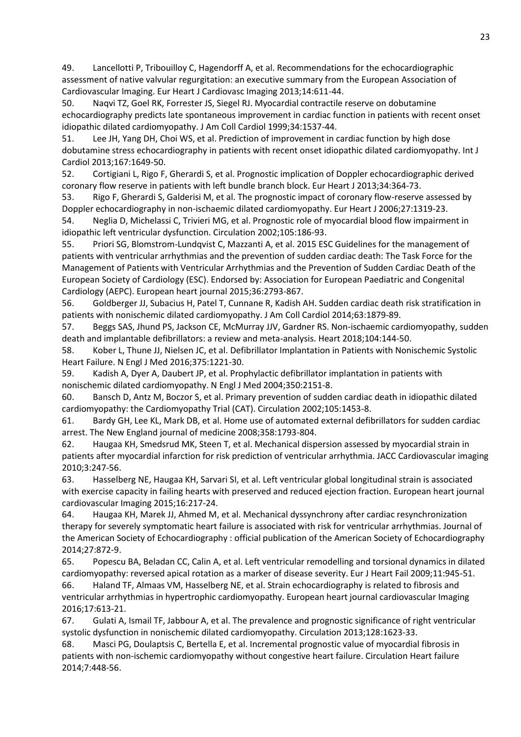49. Lancellotti P, Tribouilloy C, Hagendorff A, et al. Recommendations for the echocardiographic assessment of native valvular regurgitation: an executive summary from the European Association of Cardiovascular Imaging. Eur Heart J Cardiovasc Imaging 2013;14:611-44.

50. Naqvi TZ, Goel RK, Forrester JS, Siegel RJ. Myocardial contractile reserve on dobutamine echocardiography predicts late spontaneous improvement in cardiac function in patients with recent onset idiopathic dilated cardiomyopathy. J Am Coll Cardiol 1999;34:1537-44.

51. Lee JH, Yang DH, Choi WS, et al. Prediction of improvement in cardiac function by high dose dobutamine stress echocardiography in patients with recent onset idiopathic dilated cardiomyopathy. Int J Cardiol 2013;167:1649-50.

52. Cortigiani L, Rigo F, Gherardi S, et al. Prognostic implication of Doppler echocardiographic derived coronary flow reserve in patients with left bundle branch block. Eur Heart J 2013;34:364-73.

53. Rigo F, Gherardi S, Galderisi M, et al. The prognostic impact of coronary flow-reserve assessed by Doppler echocardiography in non-ischaemic dilated cardiomyopathy. Eur Heart J 2006;27:1319-23.

54. Neglia D, Michelassi C, Trivieri MG, et al. Prognostic role of myocardial blood flow impairment in idiopathic left ventricular dysfunction. Circulation 2002;105:186-93.

55. Priori SG, Blomstrom-Lundqvist C, Mazzanti A, et al. 2015 ESC Guidelines for the management of patients with ventricular arrhythmias and the prevention of sudden cardiac death: The Task Force for the Management of Patients with Ventricular Arrhythmias and the Prevention of Sudden Cardiac Death of the European Society of Cardiology (ESC). Endorsed by: Association for European Paediatric and Congenital Cardiology (AEPC). European heart journal 2015;36:2793-867.

56. Goldberger JJ, Subacius H, Patel T, Cunnane R, Kadish AH. Sudden cardiac death risk stratification in patients with nonischemic dilated cardiomyopathy. J Am Coll Cardiol 2014;63:1879-89.

57. Beggs SAS, Jhund PS, Jackson CE, McMurray JJV, Gardner RS. Non-ischaemic cardiomyopathy, sudden death and implantable defibrillators: a review and meta-analysis. Heart 2018;104:144-50.

58. Kober L, Thune JJ, Nielsen JC, et al. Defibrillator Implantation in Patients with Nonischemic Systolic Heart Failure. N Engl J Med 2016;375:1221-30.

59. Kadish A, Dyer A, Daubert JP, et al. Prophylactic defibrillator implantation in patients with nonischemic dilated cardiomyopathy. N Engl J Med 2004;350:2151-8.

60. Bansch D, Antz M, Boczor S, et al. Primary prevention of sudden cardiac death in idiopathic dilated cardiomyopathy: the Cardiomyopathy Trial (CAT). Circulation 2002;105:1453-8.

61. Bardy GH, Lee KL, Mark DB, et al. Home use of automated external defibrillators for sudden cardiac arrest. The New England journal of medicine 2008;358:1793-804.

62. Haugaa KH, Smedsrud MK, Steen T, et al. Mechanical dispersion assessed by myocardial strain in patients after myocardial infarction for risk prediction of ventricular arrhythmia. JACC Cardiovascular imaging 2010;3:247-56.

63. Hasselberg NE, Haugaa KH, Sarvari SI, et al. Left ventricular global longitudinal strain is associated with exercise capacity in failing hearts with preserved and reduced ejection fraction. European heart journal cardiovascular Imaging 2015;16:217-24.

64. Haugaa KH, Marek JJ, Ahmed M, et al. Mechanical dyssynchrony after cardiac resynchronization therapy for severely symptomatic heart failure is associated with risk for ventricular arrhythmias. Journal of the American Society of Echocardiography : official publication of the American Society of Echocardiography 2014;27:872-9.

65. Popescu BA, Beladan CC, Calin A, et al. Left ventricular remodelling and torsional dynamics in dilated cardiomyopathy: reversed apical rotation as a marker of disease severity. Eur J Heart Fail 2009;11:945-51.

66. Haland TF, Almaas VM, Hasselberg NE, et al. Strain echocardiography is related to fibrosis and ventricular arrhythmias in hypertrophic cardiomyopathy. European heart journal cardiovascular Imaging 2016;17:613-21.

67. Gulati A, Ismail TF, Jabbour A, et al. The prevalence and prognostic significance of right ventricular systolic dysfunction in nonischemic dilated cardiomyopathy. Circulation 2013;128:1623-33.

68. Masci PG, Doulaptsis C, Bertella E, et al. Incremental prognostic value of myocardial fibrosis in patients with non-ischemic cardiomyopathy without congestive heart failure. Circulation Heart failure 2014;7:448-56.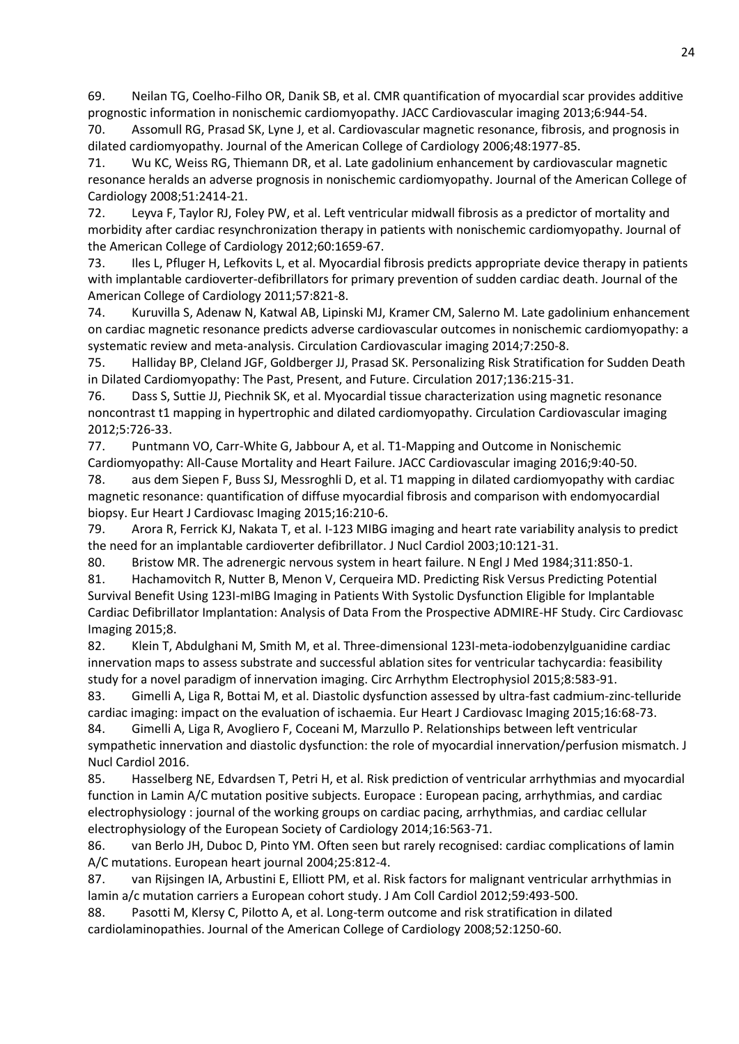69. Neilan TG, Coelho-Filho OR, Danik SB, et al. CMR quantification of myocardial scar provides additive prognostic information in nonischemic cardiomyopathy. JACC Cardiovascular imaging 2013;6:944-54.

70. Assomull RG, Prasad SK, Lyne J, et al. Cardiovascular magnetic resonance, fibrosis, and prognosis in dilated cardiomyopathy. Journal of the American College of Cardiology 2006;48:1977-85.

71. Wu KC, Weiss RG, Thiemann DR, et al. Late gadolinium enhancement by cardiovascular magnetic resonance heralds an adverse prognosis in nonischemic cardiomyopathy. Journal of the American College of Cardiology 2008;51:2414-21.

72. Leyva F, Taylor RJ, Foley PW, et al. Left ventricular midwall fibrosis as a predictor of mortality and morbidity after cardiac resynchronization therapy in patients with nonischemic cardiomyopathy. Journal of the American College of Cardiology 2012;60:1659-67.

73. Iles L, Pfluger H, Lefkovits L, et al. Myocardial fibrosis predicts appropriate device therapy in patients with implantable cardioverter-defibrillators for primary prevention of sudden cardiac death. Journal of the American College of Cardiology 2011;57:821-8.

74. Kuruvilla S, Adenaw N, Katwal AB, Lipinski MJ, Kramer CM, Salerno M. Late gadolinium enhancement on cardiac magnetic resonance predicts adverse cardiovascular outcomes in nonischemic cardiomyopathy: a systematic review and meta-analysis. Circulation Cardiovascular imaging 2014;7:250-8.

75. Halliday BP, Cleland JGF, Goldberger JJ, Prasad SK. Personalizing Risk Stratification for Sudden Death in Dilated Cardiomyopathy: The Past, Present, and Future. Circulation 2017;136:215-31.

76. Dass S, Suttie JJ, Piechnik SK, et al. Myocardial tissue characterization using magnetic resonance noncontrast t1 mapping in hypertrophic and dilated cardiomyopathy. Circulation Cardiovascular imaging 2012;5:726-33.

77. Puntmann VO, Carr-White G, Jabbour A, et al. T1-Mapping and Outcome in Nonischemic Cardiomyopathy: All-Cause Mortality and Heart Failure. JACC Cardiovascular imaging 2016;9:40-50.

78. aus dem Siepen F, Buss SJ, Messroghli D, et al. T1 mapping in dilated cardiomyopathy with cardiac magnetic resonance: quantification of diffuse myocardial fibrosis and comparison with endomyocardial biopsy. Eur Heart J Cardiovasc Imaging 2015;16:210-6.

79. Arora R, Ferrick KJ, Nakata T, et al. I-123 MIBG imaging and heart rate variability analysis to predict the need for an implantable cardioverter defibrillator. J Nucl Cardiol 2003;10:121-31.

80. Bristow MR. The adrenergic nervous system in heart failure. N Engl J Med 1984;311:850-1.

81. Hachamovitch R, Nutter B, Menon V, Cerqueira MD. Predicting Risk Versus Predicting Potential Survival Benefit Using 123I-mIBG Imaging in Patients With Systolic Dysfunction Eligible for Implantable Cardiac Defibrillator Implantation: Analysis of Data From the Prospective ADMIRE-HF Study. Circ Cardiovasc Imaging 2015;8.

82. Klein T, Abdulghani M, Smith M, et al. Three-dimensional 123I-meta-iodobenzylguanidine cardiac innervation maps to assess substrate and successful ablation sites for ventricular tachycardia: feasibility study for a novel paradigm of innervation imaging. Circ Arrhythm Electrophysiol 2015;8:583-91.

83. Gimelli A, Liga R, Bottai M, et al. Diastolic dysfunction assessed by ultra-fast cadmium-zinc-telluride cardiac imaging: impact on the evaluation of ischaemia. Eur Heart J Cardiovasc Imaging 2015;16:68-73.

84. Gimelli A, Liga R, Avogliero F, Coceani M, Marzullo P. Relationships between left ventricular sympathetic innervation and diastolic dysfunction: the role of myocardial innervation/perfusion mismatch. J Nucl Cardiol 2016.

85. Hasselberg NE, Edvardsen T, Petri H, et al. Risk prediction of ventricular arrhythmias and myocardial function in Lamin A/C mutation positive subjects. Europace : European pacing, arrhythmias, and cardiac electrophysiology : journal of the working groups on cardiac pacing, arrhythmias, and cardiac cellular electrophysiology of the European Society of Cardiology 2014;16:563-71.

86. van Berlo JH, Duboc D, Pinto YM. Often seen but rarely recognised: cardiac complications of lamin A/C mutations. European heart journal 2004;25:812-4.

87. van Rijsingen IA, Arbustini E, Elliott PM, et al. Risk factors for malignant ventricular arrhythmias in lamin a/c mutation carriers a European cohort study. J Am Coll Cardiol 2012;59:493-500.

88. Pasotti M, Klersy C, Pilotto A, et al. Long-term outcome and risk stratification in dilated cardiolaminopathies. Journal of the American College of Cardiology 2008;52:1250-60.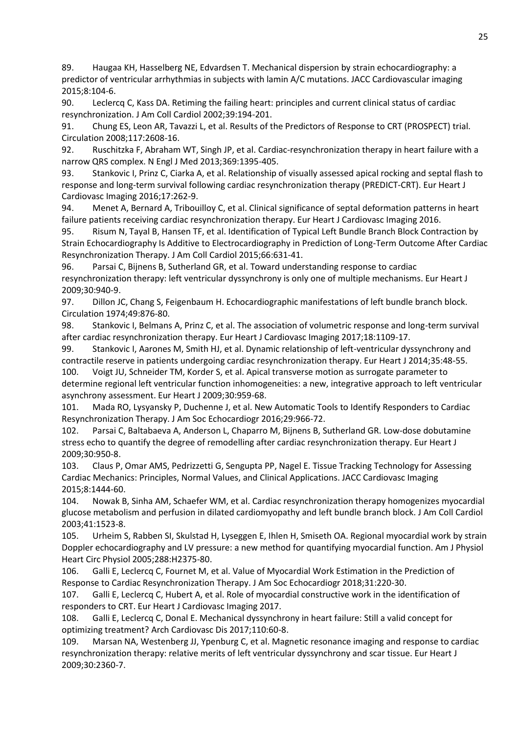89. Haugaa KH, Hasselberg NE, Edvardsen T. Mechanical dispersion by strain echocardiography: a predictor of ventricular arrhythmias in subjects with lamin A/C mutations. JACC Cardiovascular imaging 2015;8:104-6.

90. Leclercq C, Kass DA. Retiming the failing heart: principles and current clinical status of cardiac resynchronization. J Am Coll Cardiol 2002;39:194-201.

91. Chung ES, Leon AR, Tavazzi L, et al. Results of the Predictors of Response to CRT (PROSPECT) trial. Circulation 2008;117:2608-16.

92. Ruschitzka F, Abraham WT, Singh JP, et al. Cardiac-resynchronization therapy in heart failure with a narrow QRS complex. N Engl J Med 2013;369:1395-405.

93. Stankovic I, Prinz C, Ciarka A, et al. Relationship of visually assessed apical rocking and septal flash to response and long-term survival following cardiac resynchronization therapy (PREDICT-CRT). Eur Heart J Cardiovasc Imaging 2016;17:262-9.

94. Menet A, Bernard A, Tribouilloy C, et al. Clinical significance of septal deformation patterns in heart failure patients receiving cardiac resynchronization therapy. Eur Heart J Cardiovasc Imaging 2016.

95. Risum N, Tayal B, Hansen TF, et al. Identification of Typical Left Bundle Branch Block Contraction by Strain Echocardiography Is Additive to Electrocardiography in Prediction of Long-Term Outcome After Cardiac Resynchronization Therapy. J Am Coll Cardiol 2015;66:631-41.

96. Parsai C, Bijnens B, Sutherland GR, et al. Toward understanding response to cardiac resynchronization therapy: left ventricular dyssynchrony is only one of multiple mechanisms. Eur Heart J 2009;30:940-9.

97. Dillon JC, Chang S, Feigenbaum H. Echocardiographic manifestations of left bundle branch block. Circulation 1974;49:876-80.

98. Stankovic I, Belmans A, Prinz C, et al. The association of volumetric response and long-term survival after cardiac resynchronization therapy. Eur Heart J Cardiovasc Imaging 2017;18:1109-17.

99. Stankovic I, Aarones M, Smith HJ, et al. Dynamic relationship of left-ventricular dyssynchrony and contractile reserve in patients undergoing cardiac resynchronization therapy. Eur Heart J 2014;35:48-55.

100. Voigt JU, Schneider TM, Korder S, et al. Apical transverse motion as surrogate parameter to determine regional left ventricular function inhomogeneities: a new, integrative approach to left ventricular asynchrony assessment. Eur Heart J 2009;30:959-68.

101. Mada RO, Lysyansky P, Duchenne J, et al. New Automatic Tools to Identify Responders to Cardiac Resynchronization Therapy. J Am Soc Echocardiogr 2016;29:966-72.

102. Parsai C, Baltabaeva A, Anderson L, Chaparro M, Bijnens B, Sutherland GR. Low-dose dobutamine stress echo to quantify the degree of remodelling after cardiac resynchronization therapy. Eur Heart J 2009;30:950-8.

103. Claus P, Omar AMS, Pedrizzetti G, Sengupta PP, Nagel E. Tissue Tracking Technology for Assessing Cardiac Mechanics: Principles, Normal Values, and Clinical Applications. JACC Cardiovasc Imaging 2015;8:1444-60.

104. Nowak B, Sinha AM, Schaefer WM, et al. Cardiac resynchronization therapy homogenizes myocardial glucose metabolism and perfusion in dilated cardiomyopathy and left bundle branch block. J Am Coll Cardiol 2003;41:1523-8.

105. Urheim S, Rabben SI, Skulstad H, Lyseggen E, Ihlen H, Smiseth OA. Regional myocardial work by strain Doppler echocardiography and LV pressure: a new method for quantifying myocardial function. Am J Physiol Heart Circ Physiol 2005;288:H2375-80.

106. Galli E, Leclercq C, Fournet M, et al. Value of Myocardial Work Estimation in the Prediction of Response to Cardiac Resynchronization Therapy. J Am Soc Echocardiogr 2018;31:220-30.

107. Galli E, Leclercq C, Hubert A, et al. Role of myocardial constructive work in the identification of responders to CRT. Eur Heart J Cardiovasc Imaging 2017.

108. Galli E, Leclercq C, Donal E. Mechanical dyssynchrony in heart failure: Still a valid concept for optimizing treatment? Arch Cardiovasc Dis 2017;110:60-8.

109. Marsan NA, Westenberg JJ, Ypenburg C, et al. Magnetic resonance imaging and response to cardiac resynchronization therapy: relative merits of left ventricular dyssynchrony and scar tissue. Eur Heart J 2009;30:2360-7.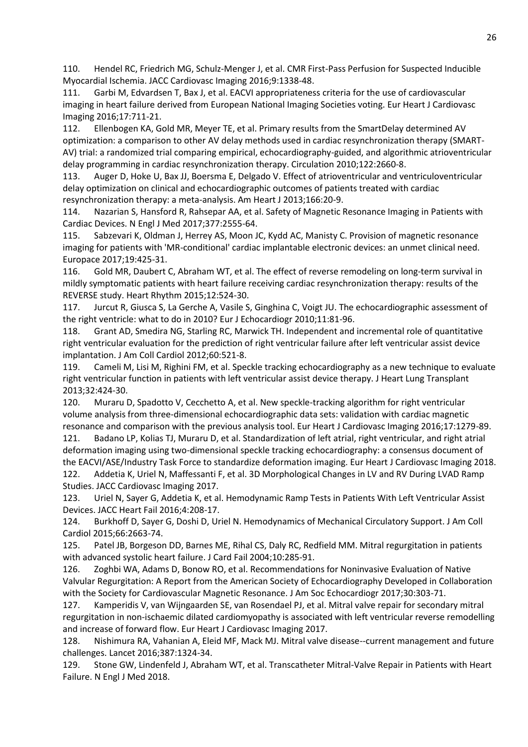110. Hendel RC, Friedrich MG, Schulz-Menger J, et al. CMR First-Pass Perfusion for Suspected Inducible Myocardial Ischemia. JACC Cardiovasc Imaging 2016;9:1338-48.

111. Garbi M, Edvardsen T, Bax J, et al. EACVI appropriateness criteria for the use of cardiovascular imaging in heart failure derived from European National Imaging Societies voting. Eur Heart J Cardiovasc Imaging 2016;17:711-21.

112. Ellenbogen KA, Gold MR, Meyer TE, et al. Primary results from the SmartDelay determined AV optimization: a comparison to other AV delay methods used in cardiac resynchronization therapy (SMART-AV) trial: a randomized trial comparing empirical, echocardiography-guided, and algorithmic atrioventricular delay programming in cardiac resynchronization therapy. Circulation 2010;122:2660-8.

113. Auger D, Hoke U, Bax JJ, Boersma E, Delgado V. Effect of atrioventricular and ventriculoventricular delay optimization on clinical and echocardiographic outcomes of patients treated with cardiac resynchronization therapy: a meta-analysis. Am Heart J 2013;166:20-9.

114. Nazarian S, Hansford R, Rahsepar AA, et al. Safety of Magnetic Resonance Imaging in Patients with Cardiac Devices. N Engl J Med 2017;377:2555-64.

115. Sabzevari K, Oldman J, Herrey AS, Moon JC, Kydd AC, Manisty C. Provision of magnetic resonance imaging for patients with 'MR-conditional' cardiac implantable electronic devices: an unmet clinical need. Europace 2017;19:425-31.

116. Gold MR, Daubert C, Abraham WT, et al. The effect of reverse remodeling on long-term survival in mildly symptomatic patients with heart failure receiving cardiac resynchronization therapy: results of the REVERSE study. Heart Rhythm 2015;12:524-30.

117. Jurcut R, Giusca S, La Gerche A, Vasile S, Ginghina C, Voigt JU. The echocardiographic assessment of the right ventricle: what to do in 2010? Eur J Echocardiogr 2010;11:81-96.

118. Grant AD, Smedira NG, Starling RC, Marwick TH. Independent and incremental role of quantitative right ventricular evaluation for the prediction of right ventricular failure after left ventricular assist device implantation. J Am Coll Cardiol 2012;60:521-8.

119. Cameli M, Lisi M, Righini FM, et al. Speckle tracking echocardiography as a new technique to evaluate right ventricular function in patients with left ventricular assist device therapy. J Heart Lung Transplant 2013;32:424-30.

120. Muraru D, Spadotto V, Cecchetto A, et al. New speckle-tracking algorithm for right ventricular volume analysis from three-dimensional echocardiographic data sets: validation with cardiac magnetic resonance and comparison with the previous analysis tool. Eur Heart J Cardiovasc Imaging 2016;17:1279-89.

121. Badano LP, Kolias TJ, Muraru D, et al. Standardization of left atrial, right ventricular, and right atrial deformation imaging using two-dimensional speckle tracking echocardiography: a consensus document of the EACVI/ASE/Industry Task Force to standardize deformation imaging. Eur Heart J Cardiovasc Imaging 2018.

122. Addetia K, Uriel N, Maffessanti F, et al. 3D Morphological Changes in LV and RV During LVAD Ramp Studies. JACC Cardiovasc Imaging 2017.

123. Uriel N, Sayer G, Addetia K, et al. Hemodynamic Ramp Tests in Patients With Left Ventricular Assist Devices. JACC Heart Fail 2016;4:208-17.

124. Burkhoff D, Sayer G, Doshi D, Uriel N. Hemodynamics of Mechanical Circulatory Support. J Am Coll Cardiol 2015;66:2663-74.

125. Patel JB, Borgeson DD, Barnes ME, Rihal CS, Daly RC, Redfield MM. Mitral regurgitation in patients with advanced systolic heart failure. J Card Fail 2004;10:285-91.

126. Zoghbi WA, Adams D, Bonow RO, et al. Recommendations for Noninvasive Evaluation of Native Valvular Regurgitation: A Report from the American Society of Echocardiography Developed in Collaboration with the Society for Cardiovascular Magnetic Resonance. J Am Soc Echocardiogr 2017;30:303-71.

127. Kamperidis V, van Wijngaarden SE, van Rosendael PJ, et al. Mitral valve repair for secondary mitral regurgitation in non-ischaemic dilated cardiomyopathy is associated with left ventricular reverse remodelling and increase of forward flow. Eur Heart J Cardiovasc Imaging 2017.

128. Nishimura RA, Vahanian A, Eleid MF, Mack MJ. Mitral valve disease--current management and future challenges. Lancet 2016;387:1324-34.

129. Stone GW, Lindenfeld J, Abraham WT, et al. Transcatheter Mitral-Valve Repair in Patients with Heart Failure. N Engl J Med 2018.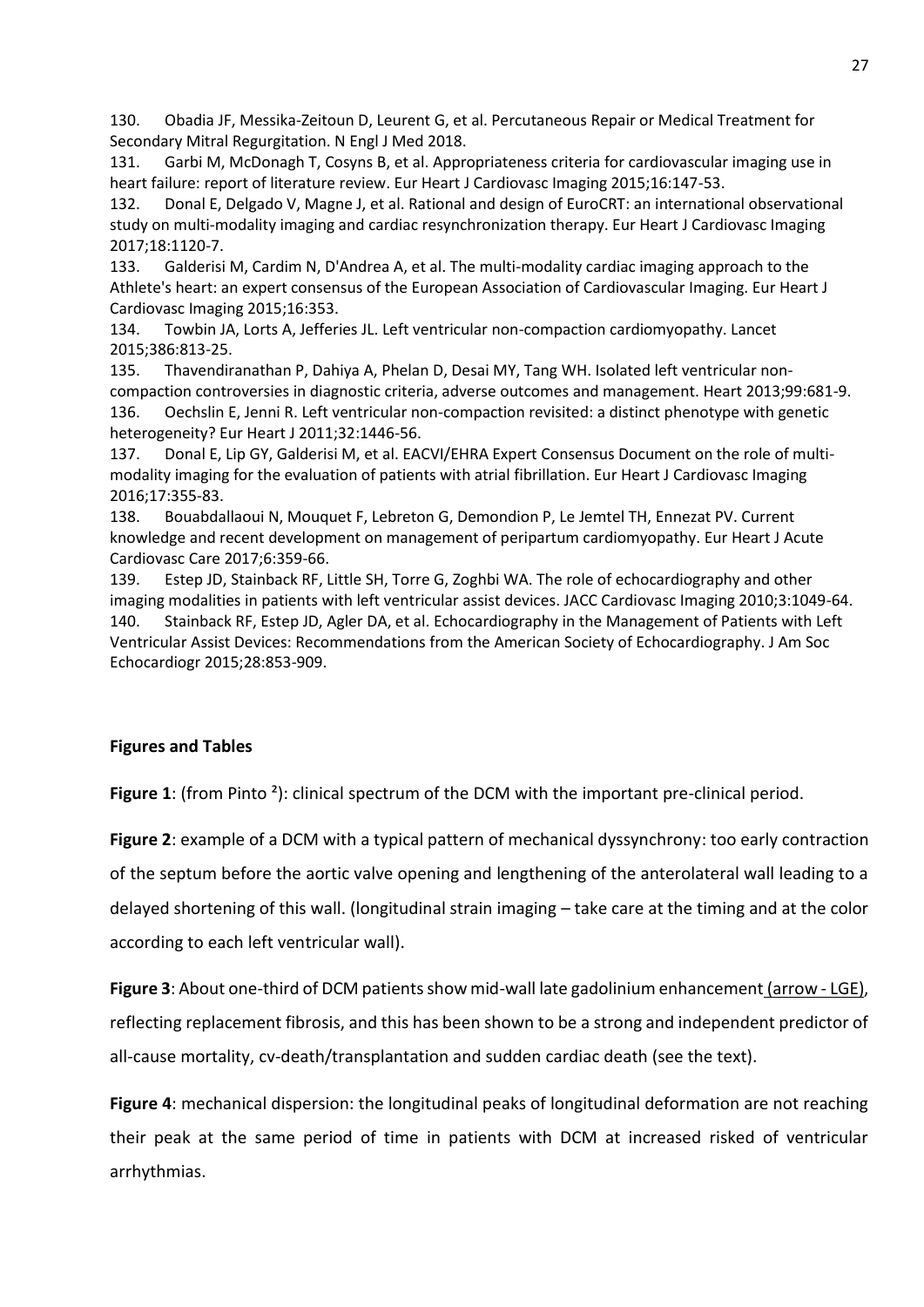130. Obadia JF, Messika-Zeitoun D, Leurent G, et al. Percutaneous Repair or Medical Treatment for Secondary Mitral Regurgitation. N Engl J Med 2018.

131. Garbi M, McDonagh T, Cosyns B, et al. Appropriateness criteria for cardiovascular imaging use in heart failure: report of literature review. Eur Heart J Cardiovasc Imaging 2015;16:147-53.

132. Donal E, Delgado V, Magne J, et al. Rational and design of EuroCRT: an international observational study on multi-modality imaging and cardiac resynchronization therapy. Eur Heart J Cardiovasc Imaging 2017;18:1120-7.

133. Galderisi M, Cardim N, D'Andrea A, et al. The multi-modality cardiac imaging approach to the Athlete's heart: an expert consensus of the European Association of Cardiovascular Imaging. Eur Heart J Cardiovasc Imaging 2015;16:353.

134. Towbin JA, Lorts A, Jefferies JL. Left ventricular non-compaction cardiomyopathy. Lancet 2015;386:813-25.

135. Thavendiranathan P, Dahiya A, Phelan D, Desai MY, Tang WH. Isolated left ventricular non-compaction controversies in diagnostic criteria, adverse outcomes and management. Heart 2013;99:681-9.

136. Oechslin E, Jenni R. Left ventricular non-compaction revisited: a distinct phenotype with genetic heterogeneity? Eur Heart J 2011;32:1446-56.

137. Donal E, Lip GY, Galderisi M, et al. EACVI/EHRA Expert Consensus Document on the role of multi-modality imaging for the evaluation of patients with atrial fibrillation. Eur Heart J Cardiovasc Imaging 2016;17:355-83.

138. Bouabdallaoui N, Mouquet F, Lebreton G, Demondion P, Le Jemtel TH, Ennezat PV. Current knowledge and recent development on management of peripartum cardiomyopathy. Eur Heart J Acute Cardiovasc Care 2017;6:359-66.

139. Estep JD, Stainback RF, Little SH, Torre G, Zoghbi WA. The role of echocardiography and other imaging modalities in patients with left ventricular assist devices. JACC Cardiovasc Imaging 2010;3:1049-64.

140. Stainback RF, Estep JD, Agler DA, et al. Echocardiography in the Management of Patients with Left Ventricular Assist Devices: Recommendations from the American Society of Echocardiography. J Am Soc Echocardiogr 2015;28:853-909.

## Figures and Tables

**Figure 1**: (from Pinto [2]): clinical spectrum of the DCM with the important pre-clinical period.

**Figure 2**: example of a DCM with a typical pattern of mechanical dyssynchrony: too early contraction of the septum before the aortic valve opening and lengthening of the anterolateral wall leading to a delayed shortening of this wall. (longitudinal strain imaging – take care at the timing and at the color according to each left ventricular wall).

**Figure 3**: About one-third of DCM patients show mid-wall late gadolinium enhancement (arrow - LGE), reflecting replacement fibrosis, and this has been shown to be a strong and independent predictor of all-cause mortality, cv-death/transplantation and sudden cardiac death (see the text).

**Figure 4**: mechanical dispersion: the longitudinal peaks of longitudinal deformation are not reaching their peak at the same period of time in patients with DCM at increased risked of ventricular arrhythmias.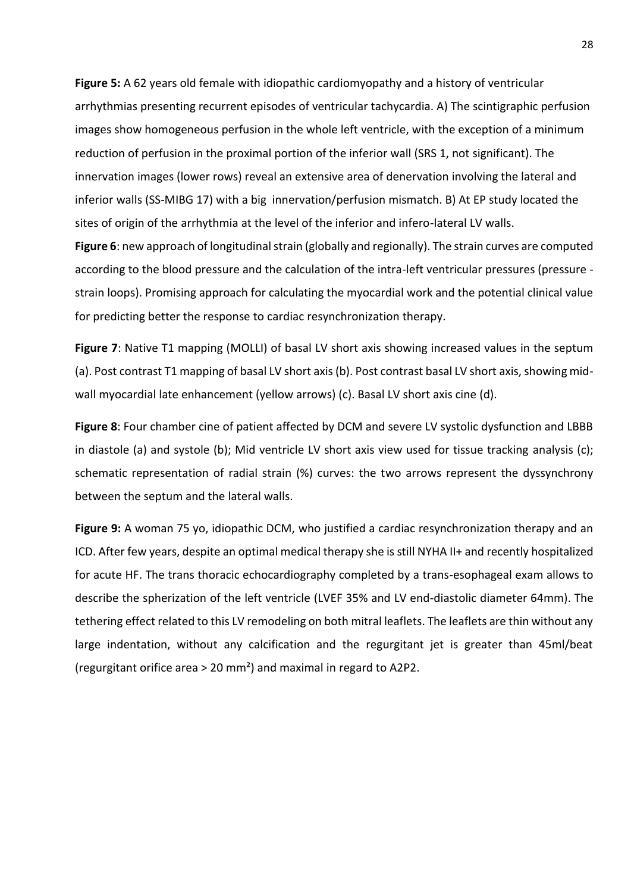**Figure 5:** A 62 years old female with idiopathic cardiomyopathy and a history of ventricular arrhythmias presenting recurrent episodes of ventricular tachycardia. A) The scintigraphic perfusion images show homogeneous perfusion in the whole left ventricle, with the exception of a minimum reduction of perfusion in the proximal portion of the inferior wall (SRS 1, not significant). The innervation images (lower rows) reveal an extensive area of denervation involving the lateral and inferior walls (SS-MIBG 17) with a big innervation/perfusion mismatch. B) At EP study located the sites of origin of the arrhythmia at the level of the inferior and infero-lateral LV walls.

**Figure 6**: new approach of longitudinal strain (globally and regionally). The strain curves are computed according to the blood pressure and the calculation of the intra-left ventricular pressures (pressure - strain loops). Promising approach for calculating the myocardial work and the potential clinical value for predicting better the response to cardiac resynchronization therapy.

**Figure 7**: Native T1 mapping (MOLLI) of basal LV short axis showing increased values in the septum (a). Post contrast T1 mapping of basal LV short axis (b). Post contrast basal LV short axis, showing mid-wall myocardial late enhancement (yellow arrows) (c). Basal LV short axis cine (d).

**Figure 8**: Four chamber cine of patient affected by DCM and severe LV systolic dysfunction and LBBB in diastole (a) and systole (b); Mid ventricle LV short axis view used for tissue tracking analysis (c); schematic representation of radial strain (%) curves: the two arrows represent the dyssynchrony between the septum and the lateral walls.

**Figure 9:** A woman 75 yo, idiopathic DCM, who justified a cardiac resynchronization therapy and an ICD. After few years, despite an optimal medical therapy she is still NYHA II+ and recently hospitalized for acute HF. The trans thoracic echocardiography completed by a trans-esophageal exam allows to describe the spherization of the left ventricle (LVEF 35% and LV end-diastolic diameter 64mm). The tethering effect related to this LV remodeling on both mitral leaflets. The leaflets are thin without any large indentation, without any calcification and the regurgitant jet is greater than 45ml/beat (regurgitant orifice area > 20 mm²) and maximal in regard to A2P2.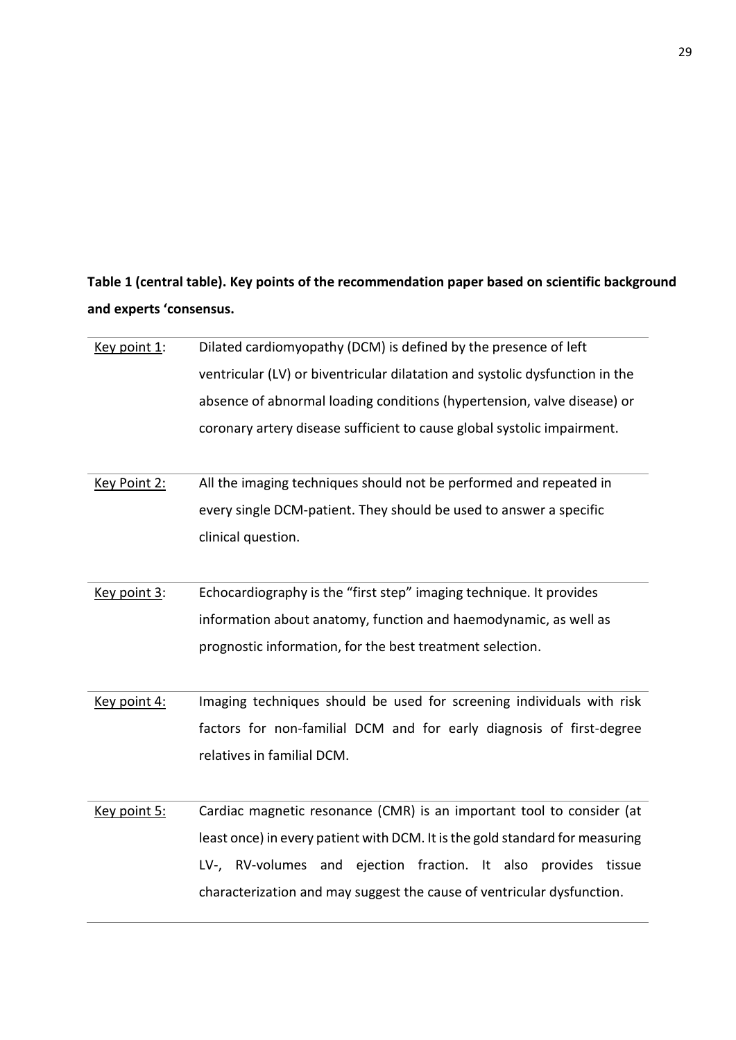**Table 1 (central table). Key points of the recommendation paper based on scientific background and experts 'consensus.**

| | |
|---|---|
| Key point 1: | Dilated cardiomyopathy (DCM) is defined by the presence of left ventricular (LV) or biventricular dilatation and systolic dysfunction in the absence of abnormal loading conditions (hypertension, valve disease) or coronary artery disease sufficient to cause global systolic impairment. |
| Key Point 2: | All the imaging techniques should not be performed and repeated in every single DCM-patient. They should be used to answer a specific clinical question. |
| Key point 3: | Echocardiography is the "first step" imaging technique. It provides information about anatomy, function and haemodynamic, as well as prognostic information, for the best treatment selection. |
| Key point 4: | Imaging techniques should be used for screening individuals with risk factors for non-familial DCM and for early diagnosis of first-degree relatives in familial DCM. |
| Key point 5: | Cardiac magnetic resonance (CMR) is an important tool to consider (at least once) in every patient with DCM. It is the gold standard for measuring LV-, RV-volumes and ejection fraction. It also provides tissue characterization and may suggest the cause of ventricular dysfunction. |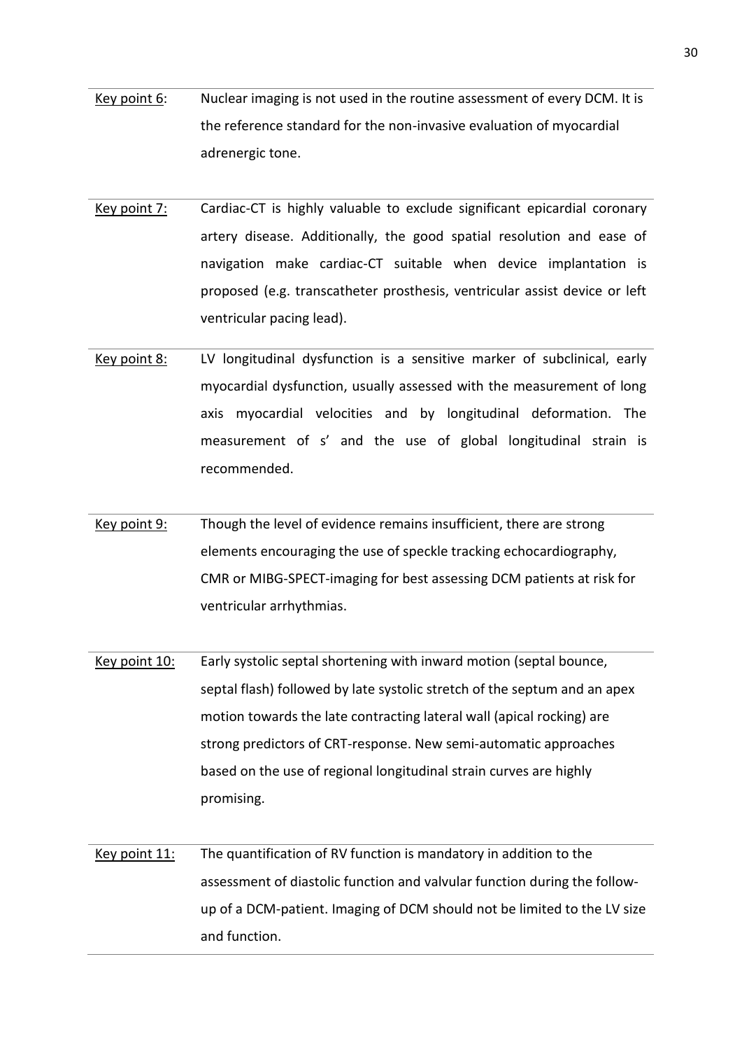<u>Key point 6</u>: Nuclear imaging is not used in the routine assessment of every DCM. It is the reference standard for the non-invasive evaluation of myocardial adrenergic tone.

<u>Key point 7:</u> Cardiac-CT is highly valuable to exclude significant epicardial coronary artery disease. Additionally, the good spatial resolution and ease of navigation make cardiac-CT suitable when device implantation is proposed (e.g. transcatheter prosthesis, ventricular assist device or left ventricular pacing lead).

<u>Key point 8:</u> LV longitudinal dysfunction is a sensitive marker of subclinical, early myocardial dysfunction, usually assessed with the measurement of long axis myocardial velocities and by longitudinal deformation. The measurement of s' and the use of global longitudinal strain is recommended.

<u>Key point 9:</u> Though the level of evidence remains insufficient, there are strong elements encouraging the use of speckle tracking echocardiography, CMR or MIBG-SPECT-imaging for best assessing DCM patients at risk for ventricular arrhythmias.

<u>Key point 10:</u> Early systolic septal shortening with inward motion (septal bounce, septal flash) followed by late systolic stretch of the septum and an apex motion towards the late contracting lateral wall (apical rocking) are strong predictors of CRT-response. New semi-automatic approaches based on the use of regional longitudinal strain curves are highly promising.

<u>Key point 11:</u> The quantification of RV function is mandatory in addition to the assessment of diastolic function and valvular function during the follow-up of a DCM-patient. Imaging of DCM should not be limited to the LV size and function.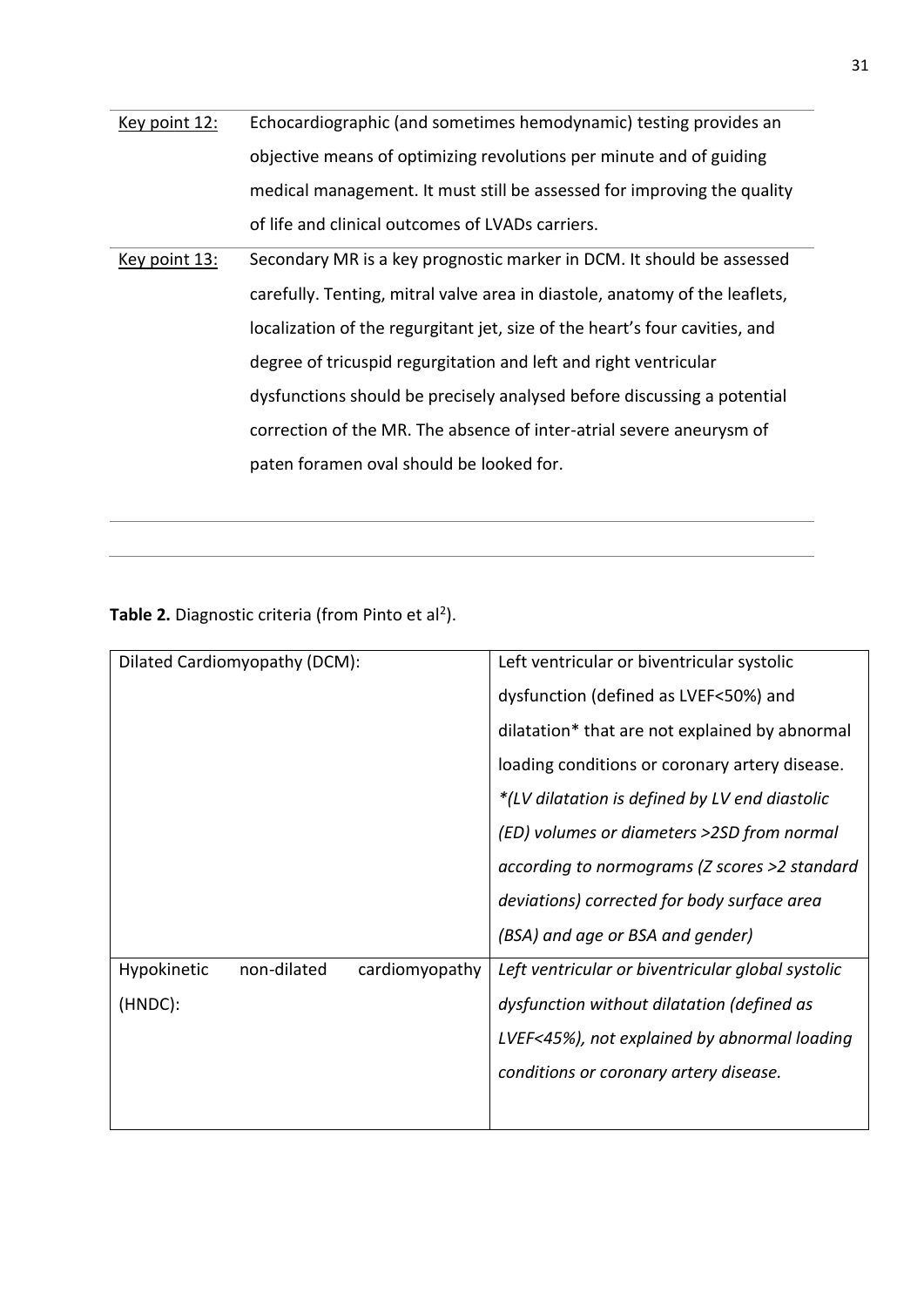| Key point 12: | Echocardiographic (and sometimes hemodynamic) testing provides an objective means of optimizing revolutions per minute and of guiding medical management. It must still be assessed for improving the quality of life and clinical outcomes of LVADs carriers. |
|---|---|
| Key point 13: | Secondary MR is a key prognostic marker in DCM. It should be assessed carefully. Tenting, mitral valve area in diastole, anatomy of the leaflets, localization of the regurgitant jet, size of the heart's four cavities, and degree of tricuspid regurgitation and left and right ventricular dysfunctions should be precisely analysed before discussing a potential correction of the MR. The absence of inter-atrial severe aneurysm of paten foramen oval should be looked for. |

**Table 2.** Diagnostic criteria (from Pinto et al[2]).

| | |
|---|---|
| Dilated Cardiomyopathy (DCM): | Left ventricular or biventricular systolic dysfunction (defined as LVEF<50%) and dilatation* that are not explained by abnormal loading conditions or coronary artery disease. *\*(LV dilatation is defined by LV end diastolic (ED) volumes or diameters >2SD from normal according to normograms (Z scores >2 standard deviations) corrected for body surface area (BSA) and age or BSA and gender)* |
| Hypokinetic non-dilated cardiomyopathy (HNDC): | *Left ventricular or biventricular global systolic dysfunction without dilatation (defined as LVEF<45%), not explained by abnormal loading conditions or coronary artery disease.* |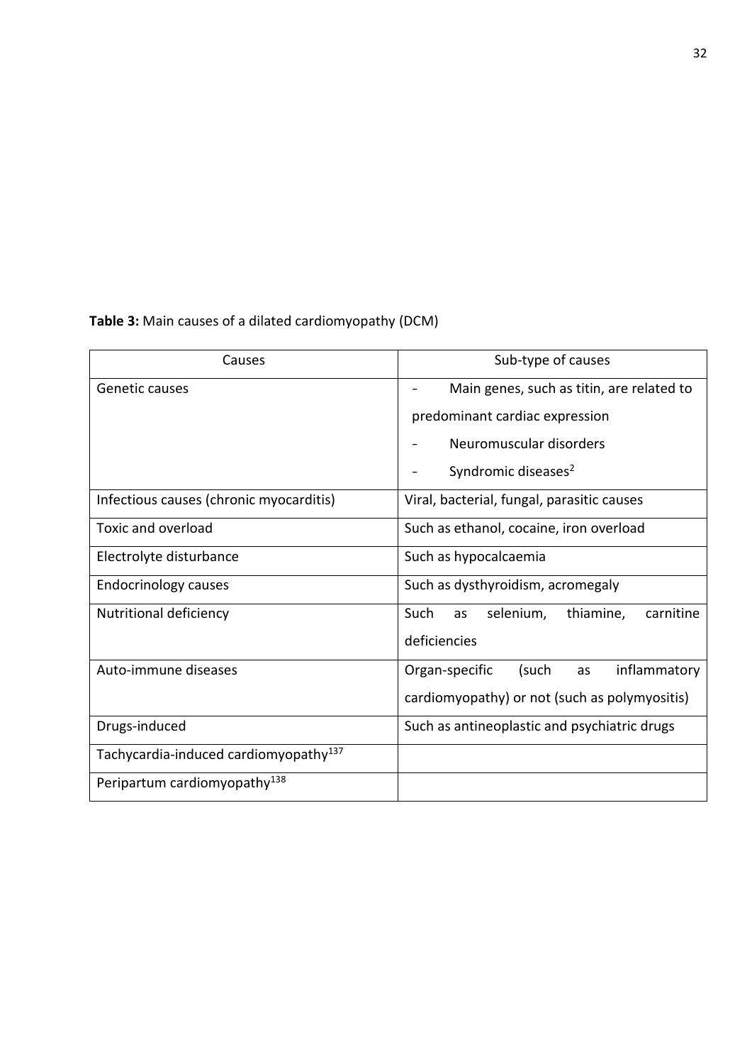**Table 3:** Main causes of a dilated cardiomyopathy (DCM)

| Causes | Sub-type of causes |
|---|---|
| Genetic causes | - Main genes, such as titin, are related to predominant cardiac expression<br>- Neuromuscular disorders<br>- Syndromic diseases[2] |
| Infectious causes (chronic myocarditis) | Viral, bacterial, fungal, parasitic causes |
| Toxic and overload | Such as ethanol, cocaine, iron overload |
| Electrolyte disturbance | Such as hypocalcaemia |
| Endocrinology causes | Such as dysthyroidism, acromegaly |
| Nutritional deficiency | Such as selenium, thiamine, carnitine deficiencies |
| Auto-immune diseases | Organ-specific (such as inflammatory cardiomyopathy) or not (such as polymyositis) |
| Drugs-induced | Such as antineoplastic and psychiatric drugs |
| Tachycardia-induced cardiomyopathy[137] | |
| Peripartum cardiomyopathy[138] | |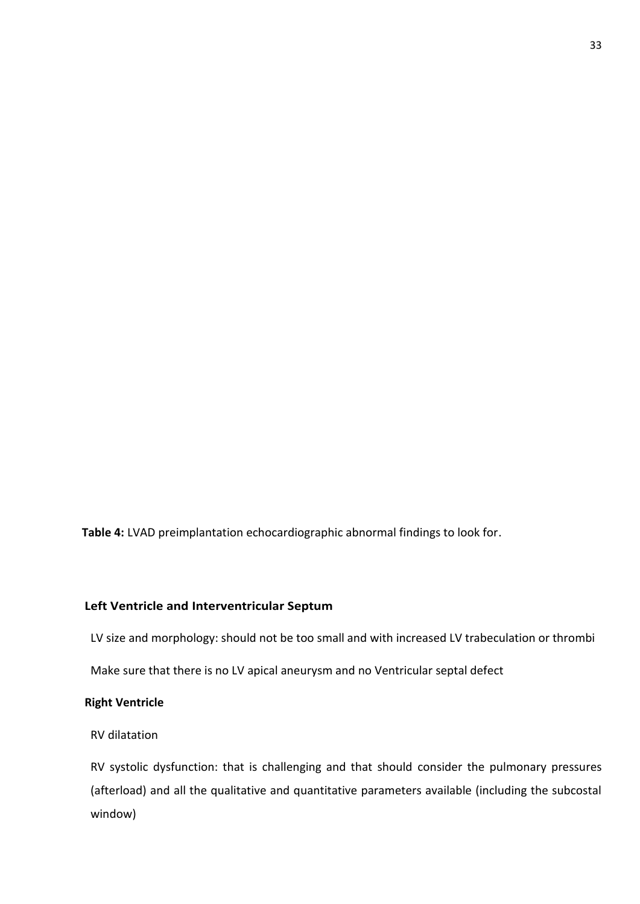**Table 4:** LVAD preimplantation echocardiographic abnormal findings to look for.

**Left Ventricle and Interventricular Septum**

LV size and morphology: should not be too small and with increased LV trabeculation or thrombi

Make sure that there is no LV apical aneurysm and no Ventricular septal defect

**Right Ventricle**

RV dilatation

RV systolic dysfunction: that is challenging and that should consider the pulmonary pressures (afterload) and all the qualitative and quantitative parameters available (including the subcostal window)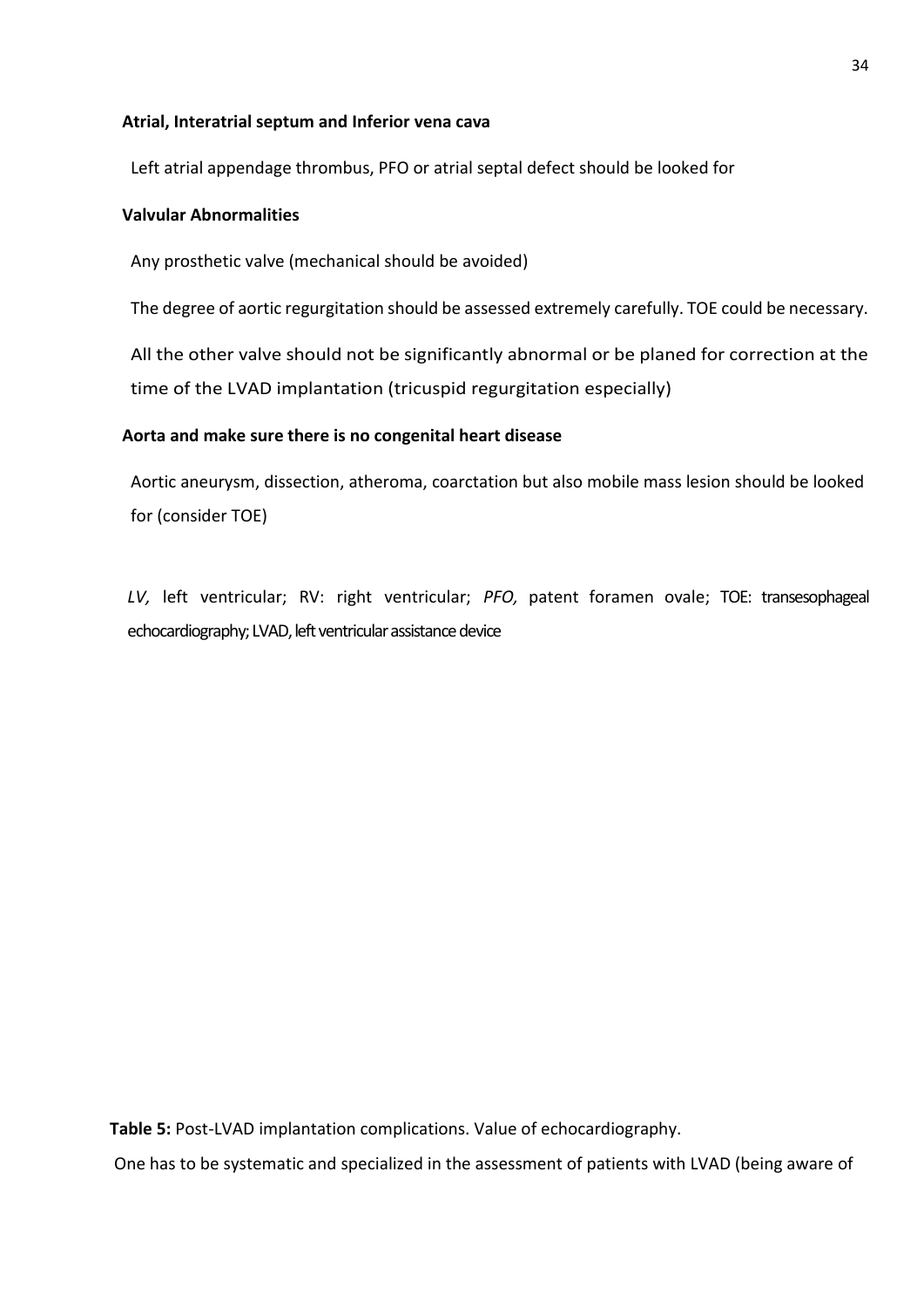**Atrial, Interatrial septum and Inferior vena cava**

Left atrial appendage thrombus, PFO or atrial septal defect should be looked for

**Valvular Abnormalities**

Any prosthetic valve (mechanical should be avoided)

The degree of aortic regurgitation should be assessed extremely carefully. TOE could be necessary.

All the other valve should not be significantly abnormal or be planed for correction at the time of the LVAD implantation (tricuspid regurgitation especially)

**Aorta and make sure there is no congenital heart disease**

Aortic aneurysm, dissection, atheroma, coarctation but also mobile mass lesion should be looked for (consider TOE)

*LV,* left ventricular; RV: right ventricular; *PFO,* patent foramen ovale; TOE: transesophageal echocardiography; LVAD, left ventricular assistance device

**Table 5:** Post-LVAD implantation complications. Value of echocardiography.

One has to be systematic and specialized in the assessment of patients with LVAD (being aware of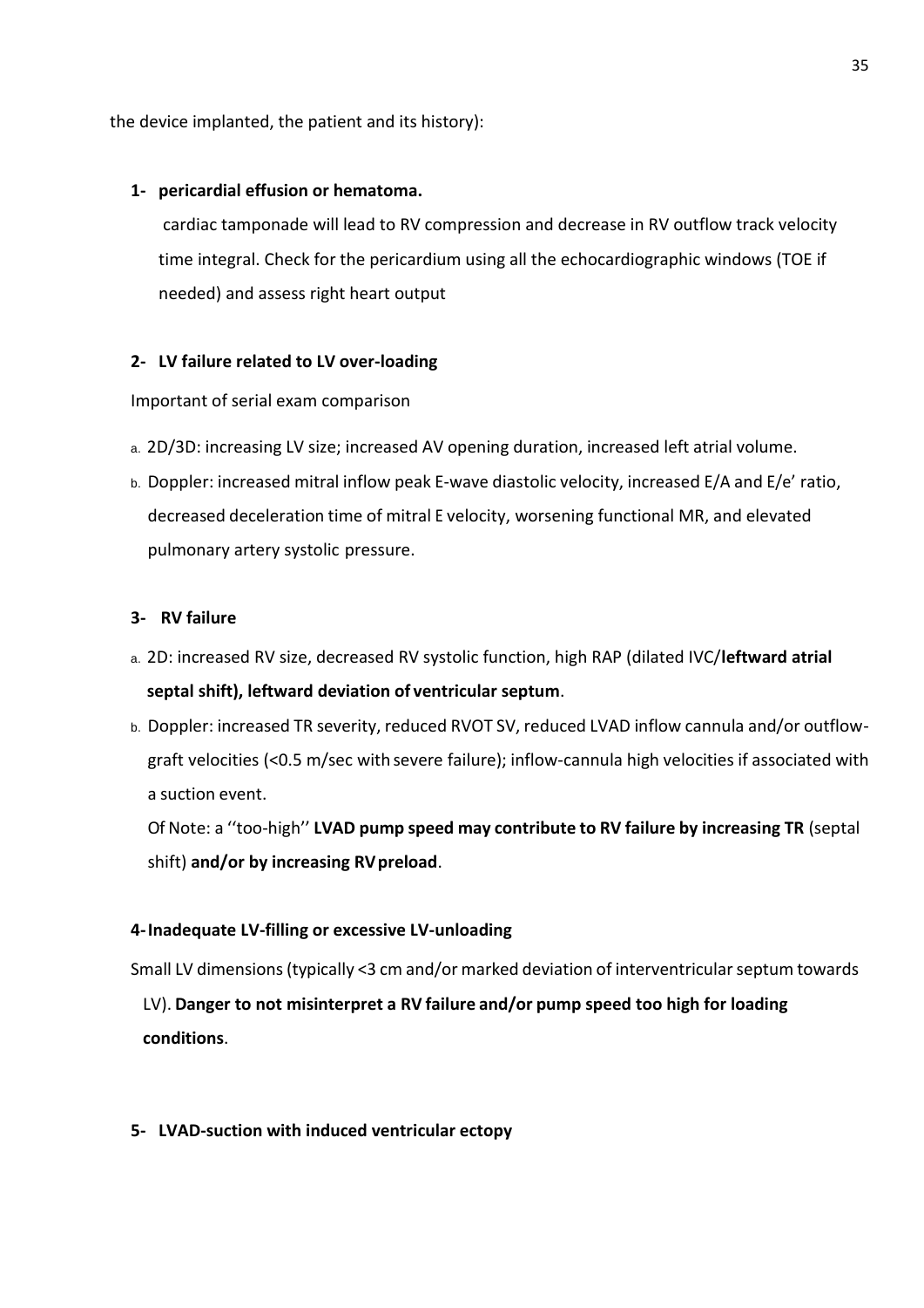the device implanted, the patient and its history):

**1- pericardial effusion or hematoma.**

cardiac tamponade will lead to RV compression and decrease in RV outflow track velocity time integral. Check for the pericardium using all the echocardiographic windows (TOE if needed) and assess right heart output

**2- LV failure related to LV over-loading**

Important of serial exam comparison

a. 2D/3D: increasing LV size; increased AV opening duration, increased left atrial volume.

b. Doppler: increased mitral inflow peak E-wave diastolic velocity, increased E/A and E/e' ratio, decreased deceleration time of mitral E velocity, worsening functional MR, and elevated pulmonary artery systolic pressure.

**3- RV failure**

a. 2D: increased RV size, decreased RV systolic function, high RAP (dilated IVC/**leftward atrial septal shift), leftward deviation of ventricular septum**.

b. Doppler: increased TR severity, reduced RVOT SV, reduced LVAD inflow cannula and/or outflow-graft velocities (<0.5 m/sec with severe failure); inflow-cannula high velocities if associated with a suction event.

Of Note: a ''too-high'' **LVAD pump speed may contribute to RV failure by increasing TR** (septal shift) **and/or by increasing RV preload**.

**4- Inadequate LV-filling or excessive LV-unloading**

Small LV dimensions (typically <3 cm and/or marked deviation of interventricular septum towards LV). **Danger to not misinterpret a RV failure and/or pump speed too high for loading conditions**.

**5- LVAD-suction with induced ventricular ectopy**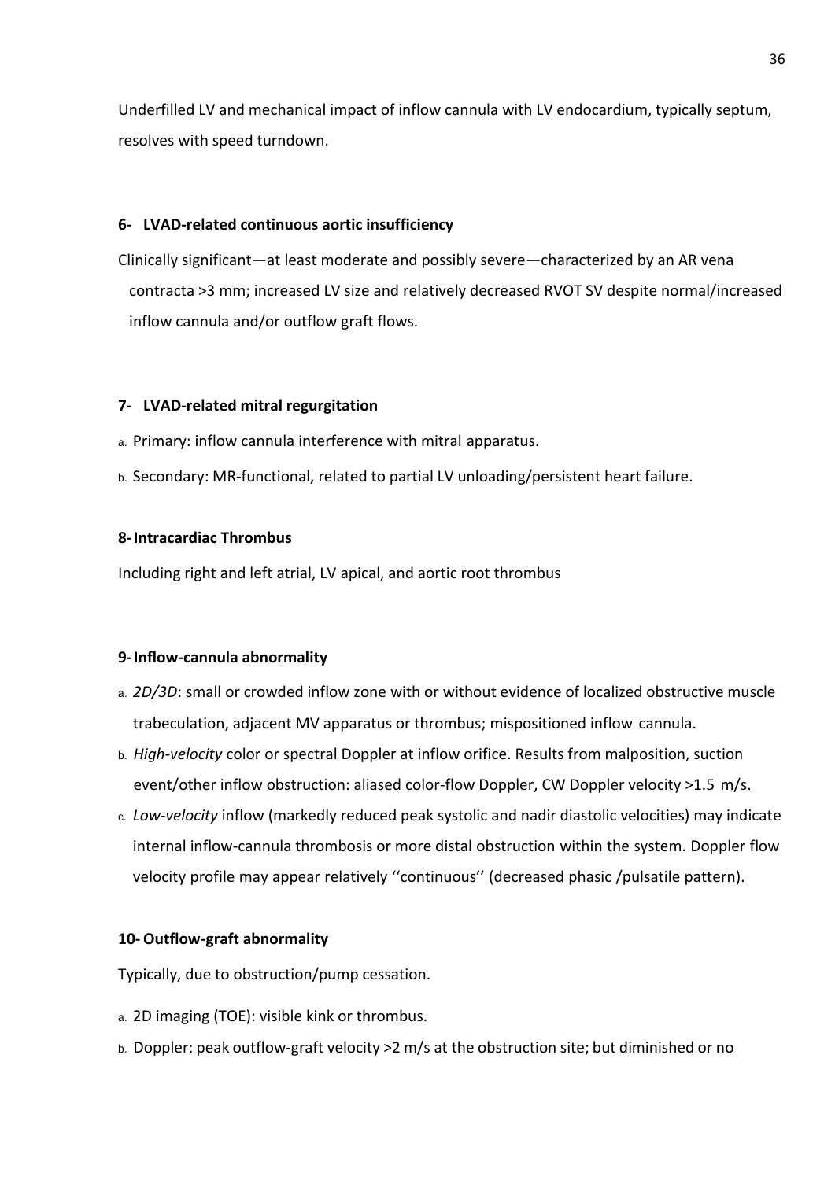Underfilled LV and mechanical impact of inflow cannula with LV endocardium, typically septum, resolves with speed turndown.

#### 6- LVAD-related continuous aortic insufficiency

Clinically significant—at least moderate and possibly severe—characterized by an AR vena contracta >3 mm; increased LV size and relatively decreased RVOT SV despite normal/increased inflow cannula and/or outflow graft flows.

#### 7- LVAD-related mitral regurgitation

a. Primary: inflow cannula interference with mitral apparatus.

b. Secondary: MR-functional, related to partial LV unloading/persistent heart failure.

#### 8- Intracardiac Thrombus

Including right and left atrial, LV apical, and aortic root thrombus

#### 9- Inflow-cannula abnormality

a. *2D/3D*: small or crowded inflow zone with or without evidence of localized obstructive muscle trabeculation, adjacent MV apparatus or thrombus; mispositioned inflow cannula.

b. *High-velocity* color or spectral Doppler at inflow orifice. Results from malposition, suction event/other inflow obstruction: aliased color-flow Doppler, CW Doppler velocity >1.5 m/s.

c. *Low-velocity* inflow (markedly reduced peak systolic and nadir diastolic velocities) may indicate internal inflow-cannula thrombosis or more distal obstruction within the system. Doppler flow velocity profile may appear relatively ''continuous'' (decreased phasic /pulsatile pattern).

#### 10- Outflow-graft abnormality

Typically, due to obstruction/pump cessation.

a. 2D imaging (TOE): visible kink or thrombus.

b. Doppler: peak outflow-graft velocity >2 m/s at the obstruction site; but diminished or no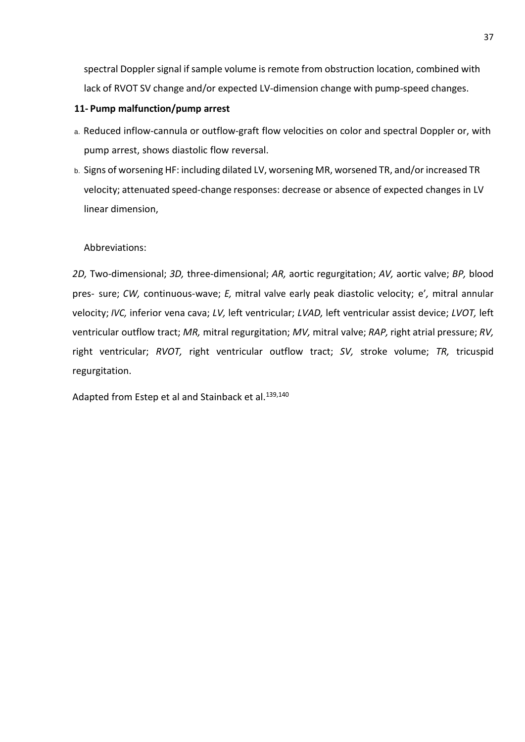spectral Doppler signal if sample volume is remote from obstruction location, combined with lack of RVOT SV change and/or expected LV-dimension change with pump-speed changes.

**11- Pump malfunction/pump arrest**

a. Reduced inflow-cannula or outflow-graft flow velocities on color and spectral Doppler or, with pump arrest, shows diastolic flow reversal.

b. Signs of worsening HF: including dilated LV, worsening MR, worsened TR, and/or increased TR velocity; attenuated speed-change responses: decrease or absence of expected changes in LV linear dimension,

Abbreviations:

*2D,* Two-dimensional; *3D,* three-dimensional; *AR,* aortic regurgitation; *AV,* aortic valve; *BP,* blood pres- sure; *CW,* continuous-wave; *E,* mitral valve early peak diastolic velocity; e'*,* mitral annular velocity; *IVC,* inferior vena cava; *LV,* left ventricular; *LVAD,* left ventricular assist device; *LVOT,* left ventricular outflow tract; *MR,* mitral regurgitation; *MV,* mitral valve; *RAP,* right atrial pressure; *RV,* right ventricular; *RVOT,* right ventricular outflow tract; *SV,* stroke volume; *TR,* tricuspid regurgitation.

Adapted from Estep et al and Stainback et al.[139,140]